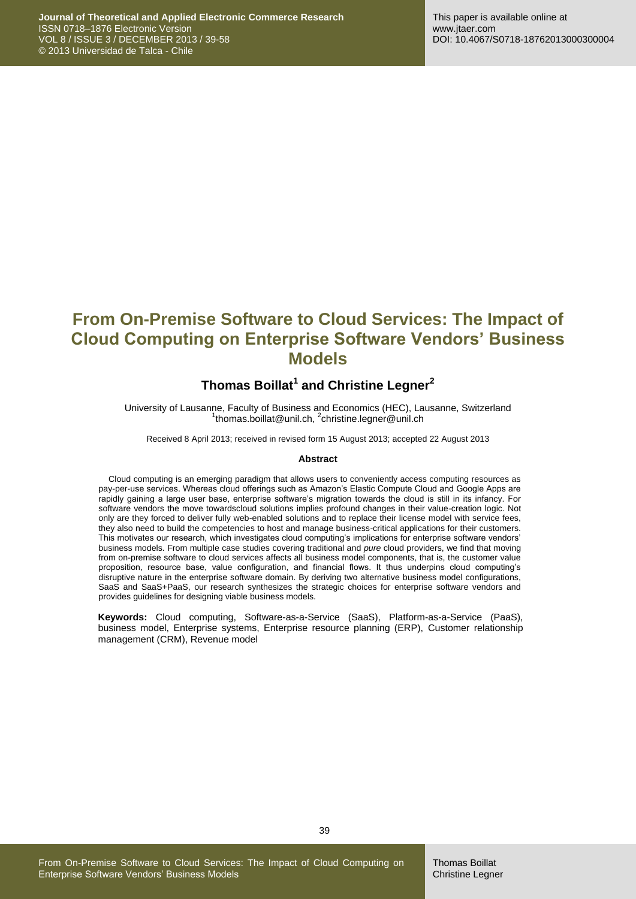# From On-Premise Software to Cloud Services: The Impact of Cloud Computing on Enterprise Software Vendors' Business Models

**Thomas Boillat[1] and Christine Legner[2]**

University of Lausanne, Faculty of Business and Economics (HEC), Lausanne, Switzerland
[1]thomas.boillat@unil.ch, [2]christine.legner@unil.ch

Received 8 April 2013; received in revised form 15 August 2013; accepted 22 August 2013

### Abstract

Cloud computing is an emerging paradigm that allows users to conveniently access computing resources as pay-per-use services. Whereas cloud offerings such as Amazon's Elastic Compute Cloud and Google Apps are rapidly gaining a large user base, enterprise software's migration towards the cloud is still in its infancy. For software vendors the move towardscloud solutions implies profound changes in their value-creation logic. Not only are they forced to deliver fully web-enabled solutions and to replace their license model with service fees, they also need to build the competencies to host and manage business-critical applications for their customers. This motivates our research, which investigates cloud computing's implications for enterprise software vendors' business models. From multiple case studies covering traditional and *pure* cloud providers, we find that moving from on-premise software to cloud services affects all business model components, that is, the customer value proposition, resource base, value configuration, and financial flows. It thus underpins cloud computing's disruptive nature in the enterprise software domain. By deriving two alternative business model configurations, SaaS and SaaS+PaaS, our research synthesizes the strategic choices for enterprise software vendors and provides guidelines for designing viable business models.

**Keywords:** Cloud computing, Software-as-a-Service (SaaS), Platform-as-a-Service (PaaS), business model, Enterprise systems, Enterprise resource planning (ERP), Customer relationship management (CRM), Revenue model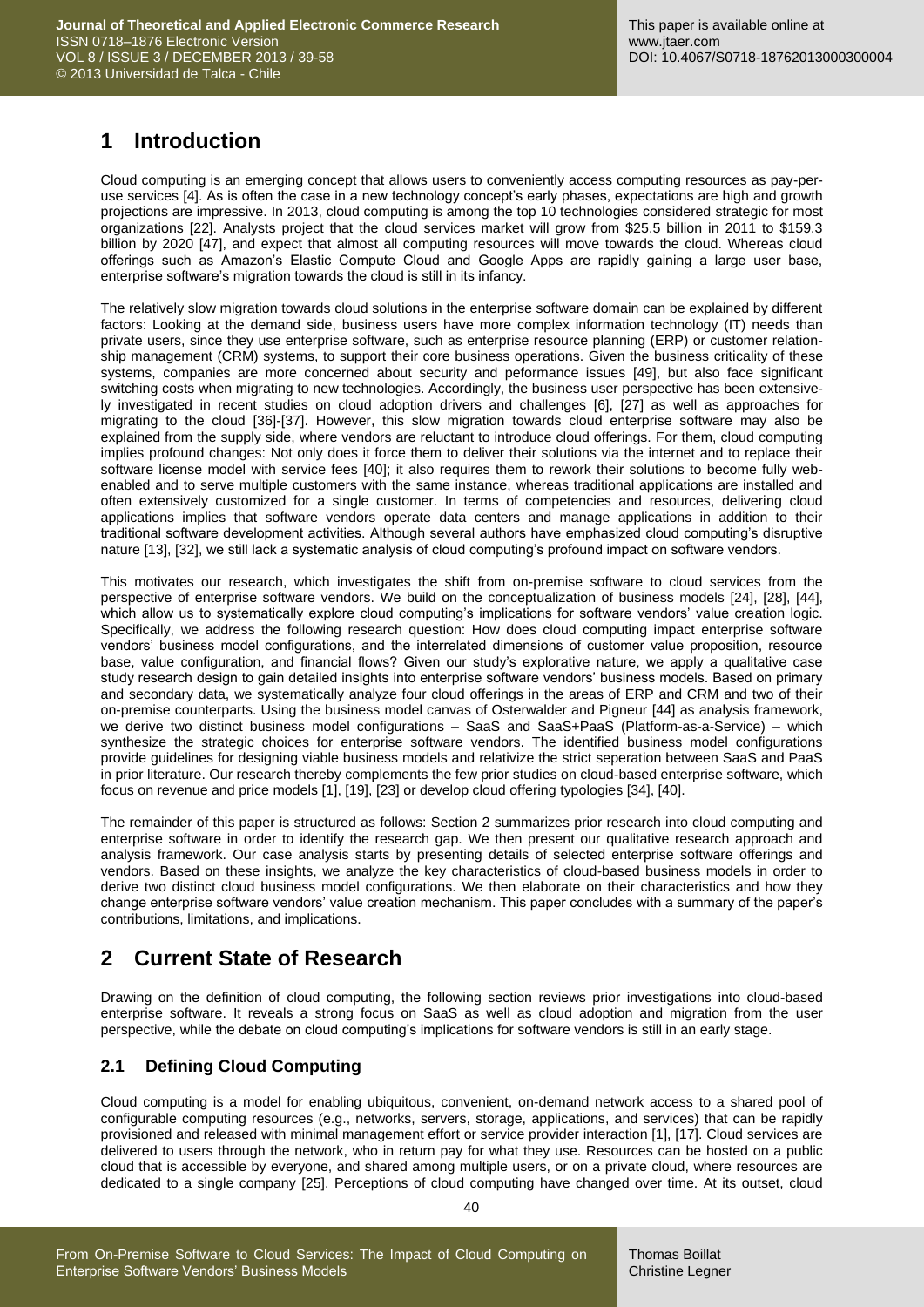# 1 Introduction

Cloud computing is an emerging concept that allows users to conveniently access computing resources as pay-per-use services [4]. As is often the case in a new technology concept's early phases, expectations are high and growth projections are impressive. In 2013, cloud computing is among the top 10 technologies considered strategic for most organizations [22]. Analysts project that the cloud services market will grow from $25.5 billion in 2011 to $159.3 billion by 2020 [47], and expect that almost all computing resources will move towards the cloud. Whereas cloud offerings such as Amazon's Elastic Compute Cloud and Google Apps are rapidly gaining a large user base, enterprise software's migration towards the cloud is still in its infancy.

The relatively slow migration towards cloud solutions in the enterprise software domain can be explained by different factors: Looking at the demand side, business users have more complex information technology (IT) needs than private users, since they use enterprise software, such as enterprise resource planning (ERP) or customer relationship management (CRM) systems, to support their core business operations. Given the business criticality of these systems, companies are more concerned about security and peformance issues [49], but also face significant switching costs when migrating to new technologies. Accordingly, the business user perspective has been extensively investigated in recent studies on cloud adoption drivers and challenges [6], [27] as well as approaches for migrating to the cloud [36]-[37]. However, this slow migration towards cloud enterprise software may also be explained from the supply side, where vendors are reluctant to introduce cloud offerings. For them, cloud computing implies profound changes: Not only does it force them to deliver their solutions via the internet and to replace their software license model with service fees [40]; it also requires them to rework their solutions to become fully web-enabled and to serve multiple customers with the same instance, whereas traditional applications are installed and often extensively customized for a single customer. In terms of competencies and resources, delivering cloud applications implies that software vendors operate data centers and manage applications in addition to their traditional software development activities. Although several authors have emphasized cloud computing's disruptive nature [13], [32], we still lack a systematic analysis of cloud computing's profound impact on software vendors.

This motivates our research, which investigates the shift from on-premise software to cloud services from the perspective of enterprise software vendors. We build on the conceptualization of business models [24], [28], [44], which allow us to systematically explore cloud computing's implications for software vendors' value creation logic. Specifically, we address the following research question: How does cloud computing impact enterprise software vendors' business model configurations, and the interrelated dimensions of customer value proposition, resource base, value configuration, and financial flows? Given our study's explorative nature, we apply a qualitative case study research design to gain detailed insights into enterprise software vendors' business models. Based on primary and secondary data, we systematically analyze four cloud offerings in the areas of ERP and CRM and two of their on-premise counterparts. Using the business model canvas of Osterwalder and Pigneur [44] as analysis framework, we derive two distinct business model configurations – SaaS and SaaS+PaaS (Platform-as-a-Service) – which synthesize the strategic choices for enterprise software vendors. The identified business model configurations provide guidelines for designing viable business models and relativize the strict seperation between SaaS and PaaS in prior literature. Our research thereby complements the few prior studies on cloud-based enterprise software, which focus on revenue and price models [1], [19], [23] or develop cloud offering typologies [34], [40].

The remainder of this paper is structured as follows: Section 2 summarizes prior research into cloud computing and enterprise software in order to identify the research gap. We then present our qualitative research approach and analysis framework. Our case analysis starts by presenting details of selected enterprise software offerings and vendors. Based on these insights, we analyze the key characteristics of cloud-based business models in order to derive two distinct cloud business model configurations. We then elaborate on their characteristics and how they change enterprise software vendors' value creation mechanism. This paper concludes with a summary of the paper's contributions, limitations, and implications.

# 2 Current State of Research

Drawing on the definition of cloud computing, the following section reviews prior investigations into cloud-based enterprise software. It reveals a strong focus on SaaS as well as cloud adoption and migration from the user perspective, while the debate on cloud computing's implications for software vendors is still in an early stage.

## 2.1 Defining Cloud Computing

Cloud computing is a model for enabling ubiquitous, convenient, on-demand network access to a shared pool of configurable computing resources (e.g., networks, servers, storage, applications, and services) that can be rapidly provisioned and released with minimal management effort or service provider interaction [1], [17]. Cloud services are delivered to users through the network, who in return pay for what they use. Resources can be hosted on a public cloud that is accessible by everyone, and shared among multiple users, or on a private cloud, where resources are dedicated to a single company [25]. Perceptions of cloud computing have changed over time. At its outset, cloud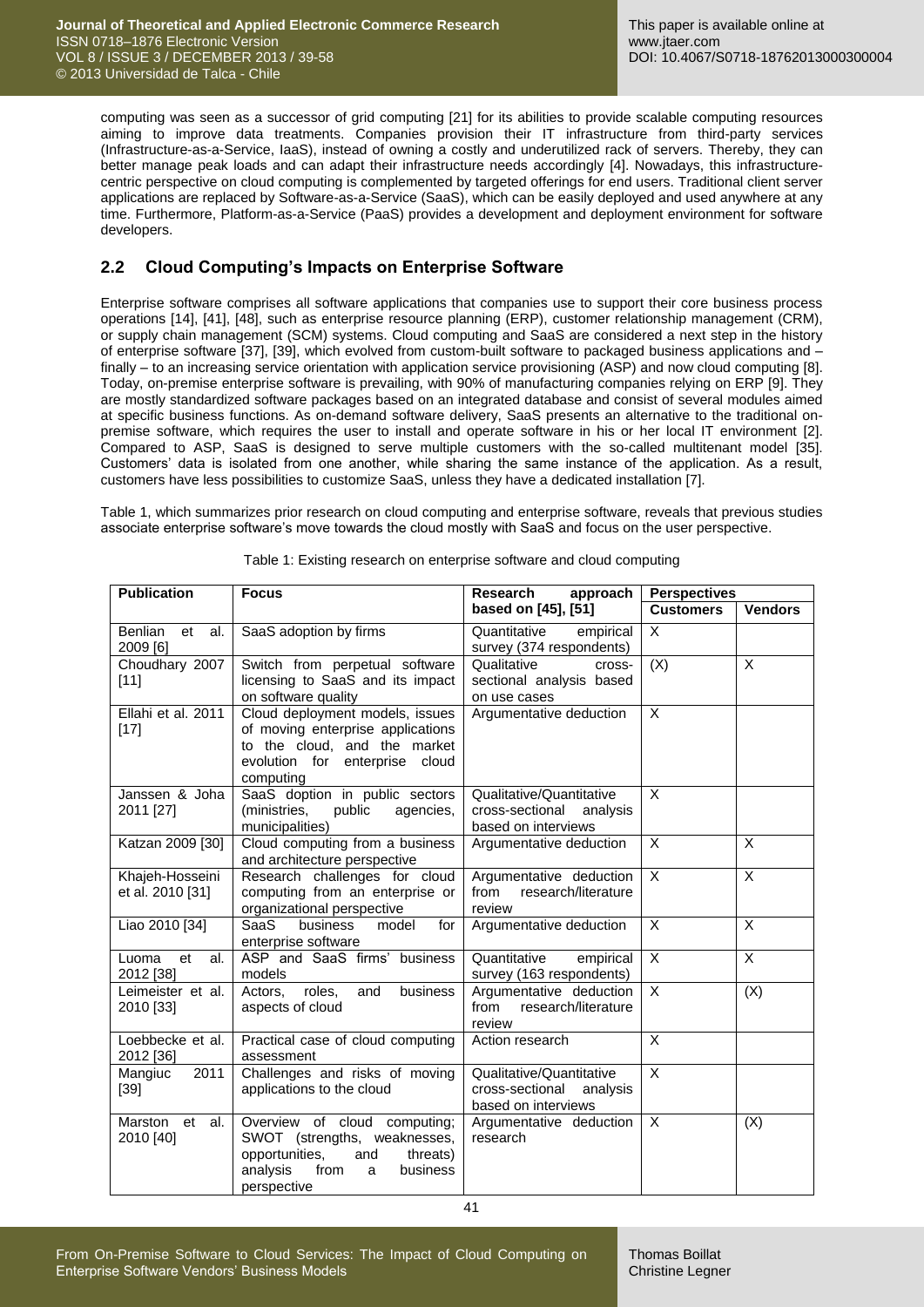computing was seen as a successor of grid computing [21] for its abilities to provide scalable computing resources aiming to improve data treatments. Companies provision their IT infrastructure from third-party services (Infrastructure-as-a-Service, IaaS), instead of owning a costly and underutilized rack of servers. Thereby, they can better manage peak loads and can adapt their infrastructure needs accordingly [4]. Nowadays, this infrastructure-centric perspective on cloud computing is complemented by targeted offerings for end users. Traditional client server applications are replaced by Software-as-a-Service (SaaS), which can be easily deployed and used anywhere at any time. Furthermore, Platform-as-a-Service (PaaS) provides a development and deployment environment for software developers.

## 2.2 Cloud Computing's Impacts on Enterprise Software

Enterprise software comprises all software applications that companies use to support their core business process operations [14], [41], [48], such as enterprise resource planning (ERP), customer relationship management (CRM), or supply chain management (SCM) systems. Cloud computing and SaaS are considered a next step in the history of enterprise software [37], [39], which evolved from custom-built software to packaged business applications and – finally – to an increasing service orientation with application service provisioning (ASP) and now cloud computing [8]. Today, on-premise enterprise software is prevailing, with 90% of manufacturing companies relying on ERP [9]. They are mostly standardized software packages based on an integrated database and consist of several modules aimed at specific business functions. As on-demand software delivery, SaaS presents an alternative to the traditional on-premise software, which requires the user to install and operate software in his or her local IT environment [2]. Compared to ASP, SaaS is designed to serve multiple customers with the so-called multitenant model [35]. Customers' data is isolated from one another, while sharing the same instance of the application. As a result, customers have less possibilities to customize SaaS, unless they have a dedicated installation [7].

Table 1, which summarizes prior research on cloud computing and enterprise software, reveals that previous studies associate enterprise software's move towards the cloud mostly with SaaS and focus on the user perspective.

Table 1: Existing research on enterprise software and cloud computing

| Publication | Focus | Research approach based on [45], [51] | Perspectives | |
|---|---|---|---|---|
| | | | Customers | Vendors |
| Benlian et al. 2009 [6] | SaaS adoption by firms | Quantitative empirical survey (374 respondents) | X | |
| Choudhary 2007 [11] | Switch from perpetual software licensing to SaaS and its impact on software quality | Qualitative cross-sectional analysis based on use cases | (X) | X |
| Ellahi et al. 2011 [17] | Cloud deployment models, issues of moving enterprise applications to the cloud, and the market evolution for enterprise cloud computing | Argumentative deduction | X | |
| Janssen & Joha 2011 [27] | SaaS doption in public sectors (ministries, public agencies, municipalities) | Qualitative/Quantitative cross-sectional analysis based on interviews | X | |
| Katzan 2009 [30] | Cloud computing from a business and architecture perspective | Argumentative deduction | X | X |
| Khajeh-Hosseini et al. 2010 [31] | Research challenges for cloud computing from an enterprise or organizational perspective | Argumentative deduction from research/literature review | X | X |
| Liao 2010 [34] | SaaS business model for enterprise software | Argumentative deduction | X | X |
| Luoma et al. 2012 [38] | ASP and SaaS firms' business models | Quantitative empirical survey (163 respondents) | X | X |
| Leimeister et al. 2010 [33] | Actors, roles, and business aspects of cloud | Argumentative deduction from research/literature review | X | (X) |
| Loebbecke et al. 2012 [36] | Practical case of cloud computing assessment | Action research | X | |
| Mangiuc 2011 [39] | Challenges and risks of moving applications to the cloud | Qualitative/Quantitative cross-sectional analysis based on interviews | X | |
| Marston et al. 2010 [40] | Overview of cloud computing; SWOT (strengths, weaknesses, opportunities, and threats) analysis from a business perspective | Argumentative deduction research | X | (X) |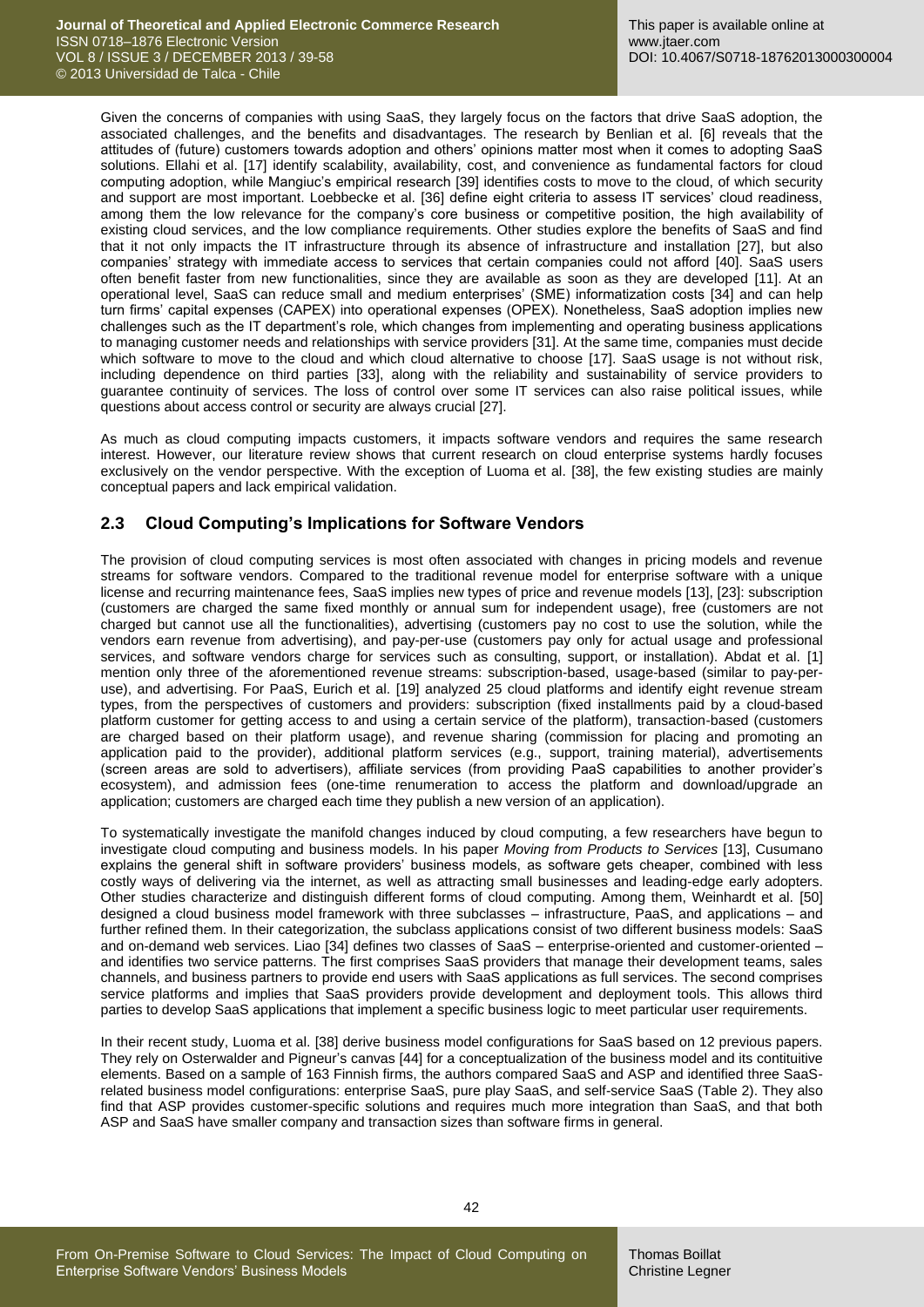Given the concerns of companies with using SaaS, they largely focus on the factors that drive SaaS adoption, the associated challenges, and the benefits and disadvantages. The research by Benlian et al. [6] reveals that the attitudes of (future) customers towards adoption and others' opinions matter most when it comes to adopting SaaS solutions. Ellahi et al. [17] identify scalability, availability, cost, and convenience as fundamental factors for cloud computing adoption, while Mangiuc's empirical research [39] identifies costs to move to the cloud, of which security and support are most important. Loebbecke et al. [36] define eight criteria to assess IT services' cloud readiness, among them the low relevance for the company's core business or competitive position, the high availability of existing cloud services, and the low compliance requirements. Other studies explore the benefits of SaaS and find that it not only impacts the IT infrastructure through its absence of infrastructure and installation [27], but also companies' strategy with immediate access to services that certain companies could not afford [40]. SaaS users often benefit faster from new functionalities, since they are available as soon as they are developed [11]. At an operational level, SaaS can reduce small and medium enterprises' (SME) informatization costs [34] and can help turn firms' capital expenses (CAPEX) into operational expenses (OPEX). Nonetheless, SaaS adoption implies new challenges such as the IT department's role, which changes from implementing and operating business applications to managing customer needs and relationships with service providers [31]. At the same time, companies must decide which software to move to the cloud and which cloud alternative to choose [17]. SaaS usage is not without risk, including dependence on third parties [33], along with the reliability and sustainability of service providers to guarantee continuity of services. The loss of control over some IT services can also raise political issues, while questions about access control or security are always crucial [27].

As much as cloud computing impacts customers, it impacts software vendors and requires the same research interest. However, our literature review shows that current research on cloud enterprise systems hardly focuses exclusively on the vendor perspective. With the exception of Luoma et al. [38], the few existing studies are mainly conceptual papers and lack empirical validation.

## 2.3 Cloud Computing's Implications for Software Vendors

The provision of cloud computing services is most often associated with changes in pricing models and revenue streams for software vendors. Compared to the traditional revenue model for enterprise software with a unique license and recurring maintenance fees, SaaS implies new types of price and revenue models [13], [23]: subscription (customers are charged the same fixed monthly or annual sum for independent usage), free (customers are not charged but cannot use all the functionalities), advertising (customers pay no cost to use the solution, while the vendors earn revenue from advertising), and pay-per-use (customers pay only for actual usage and professional services, and software vendors charge for services such as consulting, support, or installation). Abdat et al. [1] mention only three of the aforementioned revenue streams: subscription-based, usage-based (similar to pay-per-use), and advertising. For PaaS, Eurich et al. [19] analyzed 25 cloud platforms and identify eight revenue stream types, from the perspectives of customers and providers: subscription (fixed installments paid by a cloud-based platform customer for getting access to and using a certain service of the platform), transaction-based (customers are charged based on their platform usage), and revenue sharing (commission for placing and promoting an application paid to the provider), additional platform services (e.g., support, training material), advertisements (screen areas are sold to advertisers), affiliate services (from providing PaaS capabilities to another provider's ecosystem), and admission fees (one-time renumeration to access the platform and download/upgrade an application; customers are charged each time they publish a new version of an application).

To systematically investigate the manifold changes induced by cloud computing, a few researchers have begun to investigate cloud computing and business models. In his paper *Moving from Products to Services* [13], Cusumano explains the general shift in software providers' business models, as software gets cheaper, combined with less costly ways of delivering via the internet, as well as attracting small businesses and leading-edge early adopters. Other studies characterize and distinguish different forms of cloud computing. Among them, Weinhardt et al. [50] designed a cloud business model framework with three subclasses – infrastructure, PaaS, and applications – and further refined them. In their categorization, the subclass applications consist of two different business models: SaaS and on-demand web services. Liao [34] defines two classes of SaaS – enterprise-oriented and customer-oriented – and identifies two service patterns. The first comprises SaaS providers that manage their development teams, sales channels, and business partners to provide end users with SaaS applications as full services. The second comprises service platforms and implies that SaaS providers provide development and deployment tools. This allows third parties to develop SaaS applications that implement a specific business logic to meet particular user requirements.

In their recent study, Luoma et al. [38] derive business model configurations for SaaS based on 12 previous papers. They rely on Osterwalder and Pigneur's canvas [44] for a conceptualization of the business model and its contituitive elements. Based on a sample of 163 Finnish firms, the authors compared SaaS and ASP and identified three SaaS-related business model configurations: enterprise SaaS, pure play SaaS, and self-service SaaS (Table 2). They also find that ASP provides customer-specific solutions and requires much more integration than SaaS, and that both ASP and SaaS have smaller company and transaction sizes than software firms in general.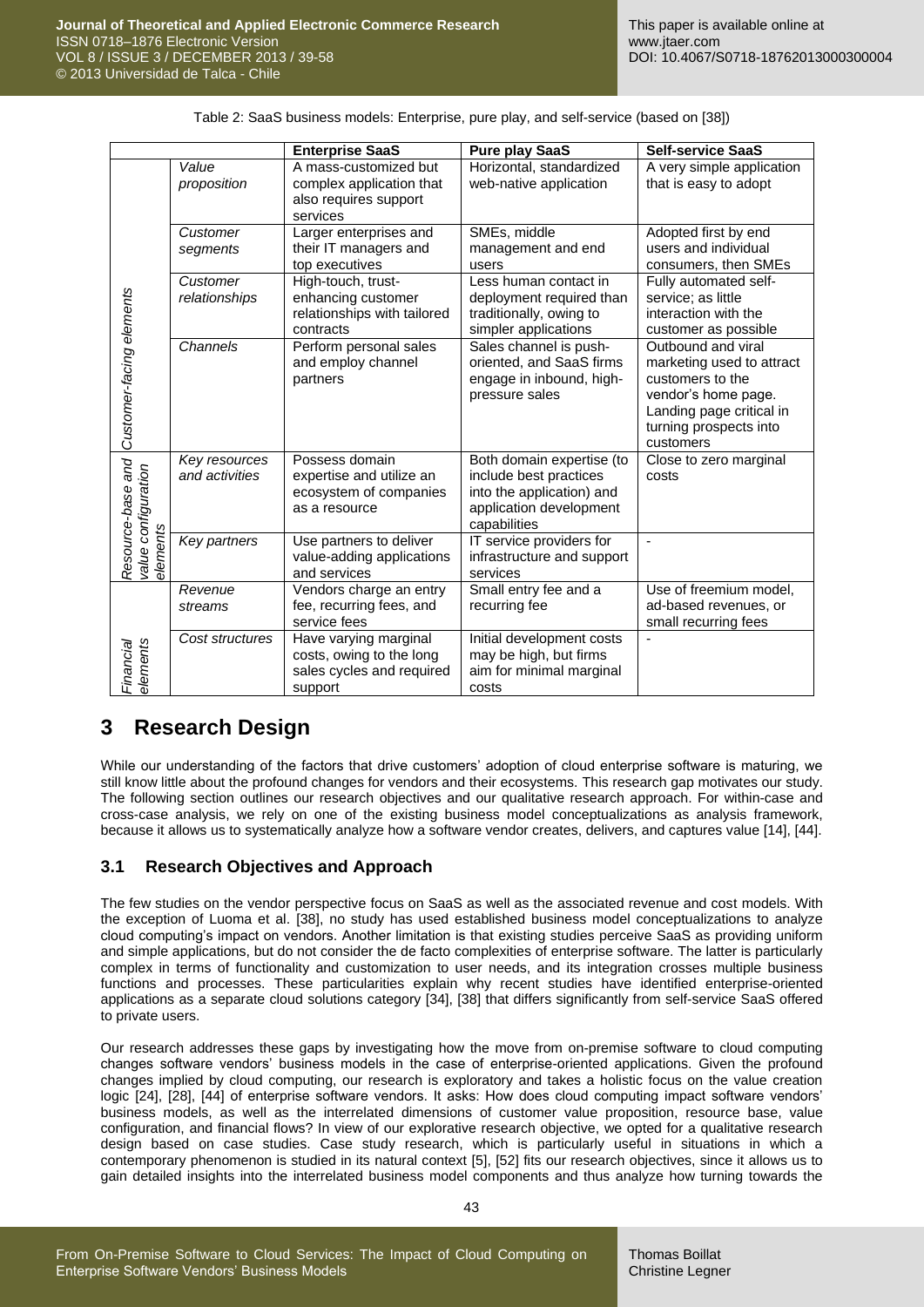Table 2: SaaS business models: Enterprise, pure play, and self-service (based on [38])

| | | Enterprise SaaS | Pure play SaaS | Self-service SaaS |
|---|---|---|---|---|
| Customer-facing elements | *Value proposition* | A mass-customized but complex application that also requires support services | Horizontal, standardized web-native application | A very simple application that is easy to adopt |
| | *Customer segments* | Larger enterprises and their IT managers and top executives | SMEs, middle management and end users | Adopted first by end users and individual consumers, then SMEs |
| | *Customer relationships* | High-touch, trust-enhancing customer relationships with tailored contracts | Less human contact in deployment required than traditionally, owing to simpler applications | Fully automated self-service; as little interaction with the customer as possible |
| | *Channels* | Perform personal sales and employ channel partners | Sales channel is push-oriented, and SaaS firms engage in inbound, high-pressure sales | Outbound and viral marketing used to attract customers to the vendor's home page. Landing page critical in turning prospects into customers |
| Resource-base and value configuration elements | *Key resources and activities* | Possess domain expertise and utilize an ecosystem of companies as a resource | Both domain expertise (to include best practices into the application) and application development capabilities | Close to zero marginal costs |
| | *Key partners* | Use partners to deliver value-adding applications and services | IT service providers for infrastructure and support services | - |
| Financial elements | *Revenue streams* | Vendors charge an entry fee, recurring fees, and service fees | Small entry fee and a recurring fee | Use of freemium model, ad-based revenues, or small recurring fees |
| | *Cost structures* | Have varying marginal costs, owing to the long sales cycles and required support | Initial development costs may be high, but firms aim for minimal marginal costs | - |

# 3 Research Design

While our understanding of the factors that drive customers' adoption of cloud enterprise software is maturing, we still know little about the profound changes for vendors and their ecosystems. This research gap motivates our study. The following section outlines our research objectives and our qualitative research approach. For within-case and cross-case analysis, we rely on one of the existing business model conceptualizations as analysis framework, because it allows us to systematically analyze how a software vendor creates, delivers, and captures value [14], [44].

## 3.1 Research Objectives and Approach

The few studies on the vendor perspective focus on SaaS as well as the associated revenue and cost models. With the exception of Luoma et al. [38], no study has used established business model conceptualizations to analyze cloud computing's impact on vendors. Another limitation is that existing studies perceive SaaS as providing uniform and simple applications, but do not consider the de facto complexities of enterprise software. The latter is particularly complex in terms of functionality and customization to user needs, and its integration crosses multiple business functions and processes. These particularities explain why recent studies have identified enterprise-oriented applications as a separate cloud solutions category [34], [38] that differs significantly from self-service SaaS offered to private users.

Our research addresses these gaps by investigating how the move from on-premise software to cloud computing changes software vendors' business models in the case of enterprise-oriented applications. Given the profound changes implied by cloud computing, our research is exploratory and takes a holistic focus on the value creation logic [24], [28], [44] of enterprise software vendors. It asks: How does cloud computing impact software vendors' business models, as well as the interrelated dimensions of customer value proposition, resource base, value configuration, and financial flows? In view of our explorative research objective, we opted for a qualitative research design based on case studies. Case study research, which is particularly useful in situations in which a contemporary phenomenon is studied in its natural context [5], [52] fits our research objectives, since it allows us to gain detailed insights into the interrelated business model components and thus analyze how turning towards the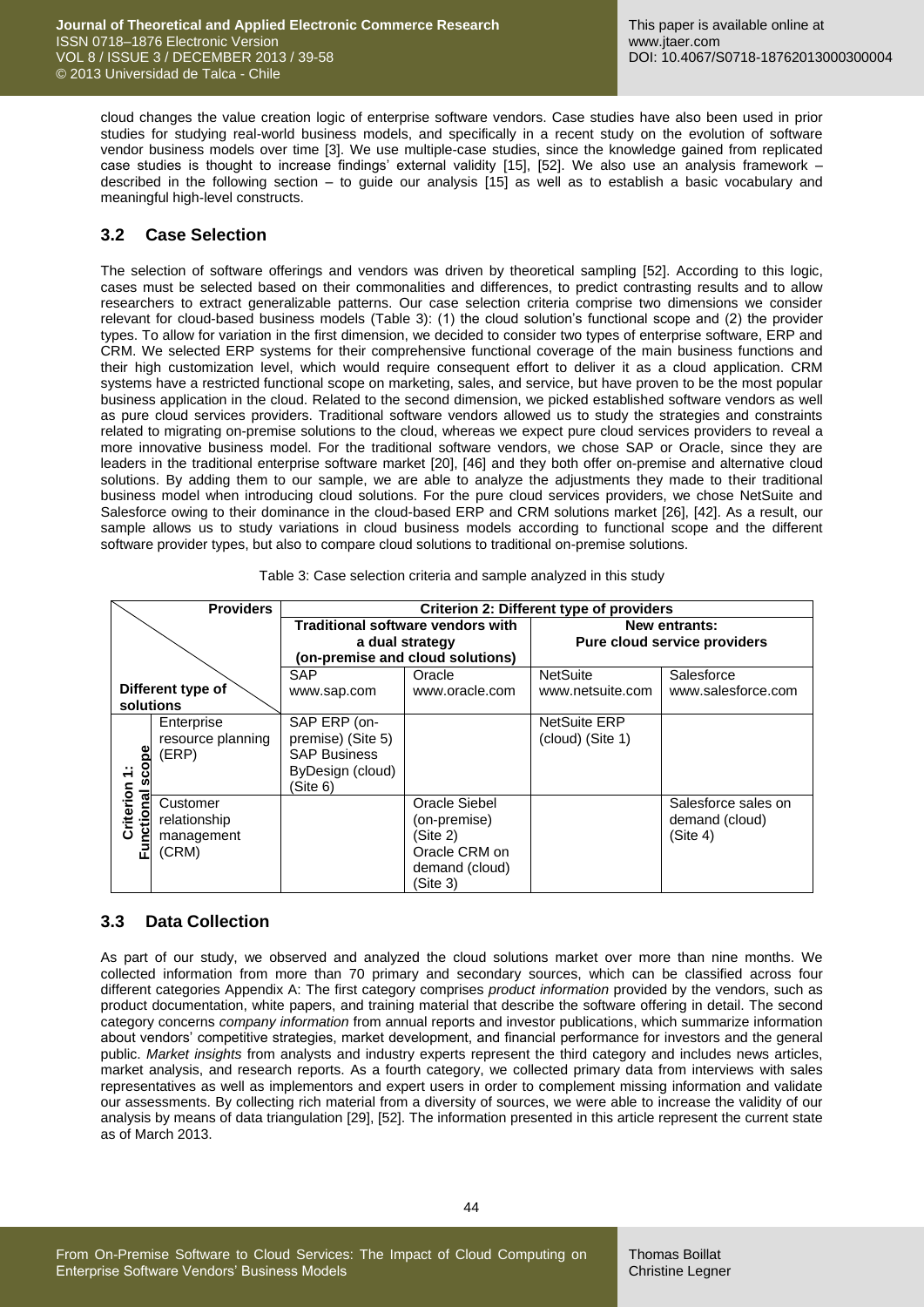cloud changes the value creation logic of enterprise software vendors. Case studies have also been used in prior studies for studying real-world business models, and specifically in a recent study on the evolution of software vendor business models over time [3]. We use multiple-case studies, since the knowledge gained from replicated case studies is thought to increase findings' external validity [15], [52]. We also use an analysis framework – described in the following section – to guide our analysis [15] as well as to establish a basic vocabulary and meaningful high-level constructs.

## 3.2 Case Selection

The selection of software offerings and vendors was driven by theoretical sampling [52]. According to this logic, cases must be selected based on their commonalities and differences, to predict contrasting results and to allow researchers to extract generalizable patterns. Our case selection criteria comprise two dimensions we consider relevant for cloud-based business models (Table 3): (1) the cloud solution's functional scope and (2) the provider types. To allow for variation in the first dimension, we decided to consider two types of enterprise software, ERP and CRM. We selected ERP systems for their comprehensive functional coverage of the main business functions and their high customization level, which would require consequent effort to deliver it as a cloud application. CRM systems have a restricted functional scope on marketing, sales, and service, but have proven to be the most popular business application in the cloud. Related to the second dimension, we picked established software vendors as well as pure cloud services providers. Traditional software vendors allowed us to study the strategies and constraints related to migrating on-premise solutions to the cloud, whereas we expect pure cloud services providers to reveal a more innovative business model. For the traditional software vendors, we chose SAP or Oracle, since they are leaders in the traditional enterprise software market [20], [46] and they both offer on-premise and alternative cloud solutions. By adding them to our sample, we are able to analyze the adjustments they made to their traditional business model when introducing cloud solutions. For the pure cloud services providers, we chose NetSuite and Salesforce owing to their dominance in the cloud-based ERP and CRM solutions market [26], [42]. As a result, our sample allows us to study variations in cloud business models according to functional scope and the different software provider types, but also to compare cloud solutions to traditional on-premise solutions.

Table 3: Case selection criteria and sample analyzed in this study

| Providers / Different type of solutions | | **Criterion 2: Different type of providers** | | | |
|---|---|---|---|---|---|
| | | **Traditional software vendors with a dual strategy (on-premise and cloud solutions)** | | **New entrants: Pure cloud service providers** | |
| | | SAP www.sap.com | Oracle www.oracle.com | NetSuite www.netsuite.com | Salesforce www.salesforce.com |
| **Criterion 1: Functional scope** | Enterprise resource planning (ERP) | SAP ERP (on-premise) (Site 5) SAP Business ByDesign (cloud) (Site 6) | | NetSuite ERP (cloud) (Site 1) | |
| | Customer relationship management (CRM) | | Oracle Siebel (on-premise) (Site 2) Oracle CRM on demand (cloud) (Site 3) | | Salesforce sales on demand (cloud) (Site 4) |

## 3.3 Data Collection

As part of our study, we observed and analyzed the cloud solutions market over more than nine months. We collected information from more than 70 primary and secondary sources, which can be classified across four different categories Appendix A: The first category comprises *product information* provided by the vendors, such as product documentation, white papers, and training material that describe the software offering in detail. The second category concerns *company information* from annual reports and investor publications, which summarize information about vendors' competitive strategies, market development, and financial performance for investors and the general public. *Market insights* from analysts and industry experts represent the third category and includes news articles, market analysis, and research reports. As a fourth category, we collected primary data from interviews with sales representatives as well as implementors and expert users in order to complement missing information and validate our assessments. By collecting rich material from a diversity of sources, we were able to increase the validity of our analysis by means of data triangulation [29], [52]. The information presented in this article represent the current state as of March 2013.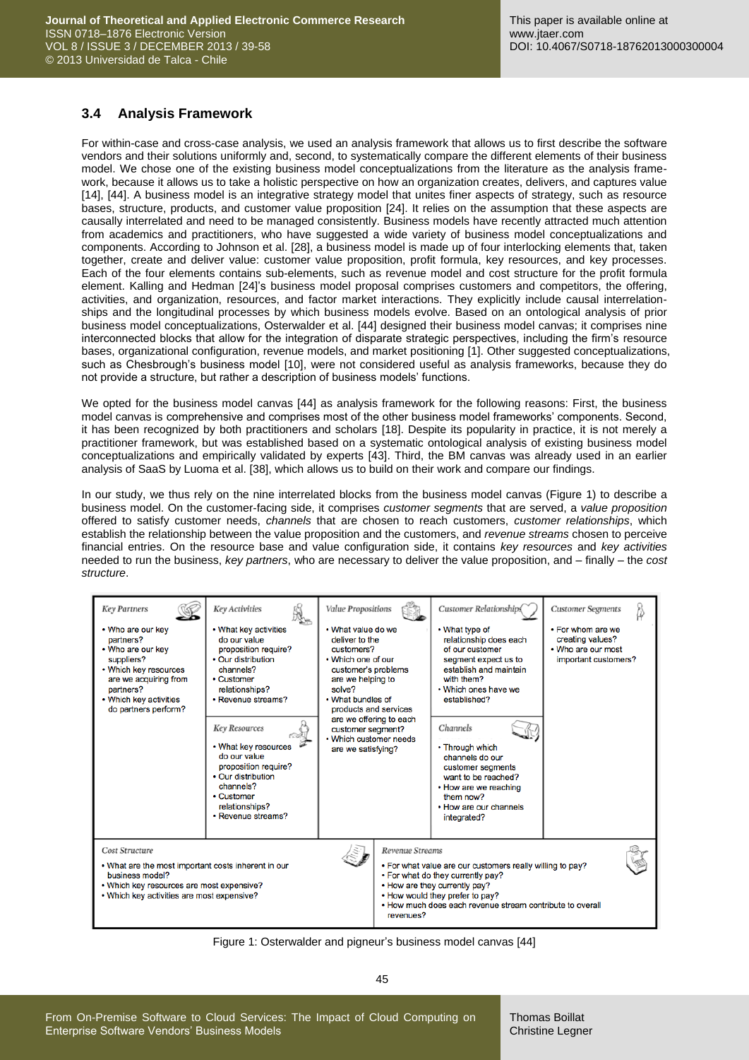### 3.4 Analysis Framework

For within-case and cross-case analysis, we used an analysis framework that allows us to first describe the software vendors and their solutions uniformly and, second, to systematically compare the different elements of their business model. We chose one of the existing business model conceptualizations from the literature as the analysis framework, because it allows us to take a holistic perspective on how an organization creates, delivers, and captures value [14], [44]. A business model is an integrative strategy model that unites finer aspects of strategy, such as resource bases, structure, products, and customer value proposition [24]. It relies on the assumption that these aspects are causally interrelated and need to be managed consistently. Business models have recently attracted much attention from academics and practitioners, who have suggested a wide variety of business model conceptualizations and components. According to Johnson et al. [28], a business model is made up of four interlocking elements that, taken together, create and deliver value: customer value proposition, profit formula, key resources, and key processes. Each of the four elements contains sub-elements, such as revenue model and cost structure for the profit formula element. Kalling and Hedman [24]'s business model proposal comprises customers and competitors, the offering, activities, and organization, resources, and factor market interactions. They explicitly include causal interrelationships and the longitudinal processes by which business models evolve. Based on an ontological analysis of prior business model conceptualizations, Osterwalder et al. [44] designed their business model canvas; it comprises nine interconnected blocks that allow for the integration of disparate strategic perspectives, including the firm's resource bases, organizational configuration, revenue models, and market positioning [1]. Other suggested conceptualizations, such as Chesbrough's business model [10], were not considered useful as analysis frameworks, because they do not provide a structure, but rather a description of business models' functions.

We opted for the business model canvas [44] as analysis framework for the following reasons: First, the business model canvas is comprehensive and comprises most of the other business model frameworks' components. Second, it has been recognized by both practitioners and scholars [18]. Despite its popularity in practice, it is not merely a practitioner framework, but was established based on a systematic ontological analysis of existing business model conceptualizations and empirically validated by experts [43]. Third, the BM canvas was already used in an earlier analysis of SaaS by Luoma et al. [38], which allows us to build on their work and compare our findings.

In our study, we thus rely on the nine interrelated blocks from the business model canvas (Figure 1) to describe a business model. On the customer-facing side, it comprises *customer segments* that are served, a *value proposition* offered to satisfy customer needs, *channels* that are chosen to reach customers, *customer relationships*, which establish the relationship between the value proposition and the customers, and *revenue streams* chosen to perceive financial entries. On the resource base and value configuration side, it contains *key resources* and *key activities* needed to run the business, *key partners*, who are necessary to deliver the value proposition, and – finally – the *cost structure*.

**Key Partners**
- Who are our key partners?
- Who are our key suppliers?
- Which key resources are we acquiring from partners?
- Which key activities do partners perform?

**Key Activities**
- What key activities do our value proposition require?
- Our distribution channels?
- Customer relationships?
- Revenue streams?

**Key Resources**
- What key resources do our value proposition require?
- Our distribution channels?
- Customer relationships?
- Revenue streams?

**Value Propositions**
- What value do we deliver to the customers?
- Which one of our customer's problems are we helping to solve?
- What bundles of products and services are we offering to each customer segment?
- Which customer needs are we satisfying?

**Customer Relationships**
- What type of relationship does each of our customer segment expect us to establish and maintain with them?
- Which ones have we established?

**Channels**
- Through which channels do our customer segments want to be reached?
- How are we reaching them now?
- How are our channels integrated?

**Customer Segments**
- For whom are we creating values?
- Who are our most important customers?

**Cost Structure**
- What are the most important costs inherent in our business model?
- Which key resources are most expensive?
- Which key activities are most expensive?

**Revenue Streams**
- For what value are our customers really willing to pay?
- For what do they currently pay?
- How are they currently pay?
- How would they prefer to pay?
- How much does each revenue stream contribute to overall revenues?

Figure 1: Osterwalder and pigneur's business model canvas [44]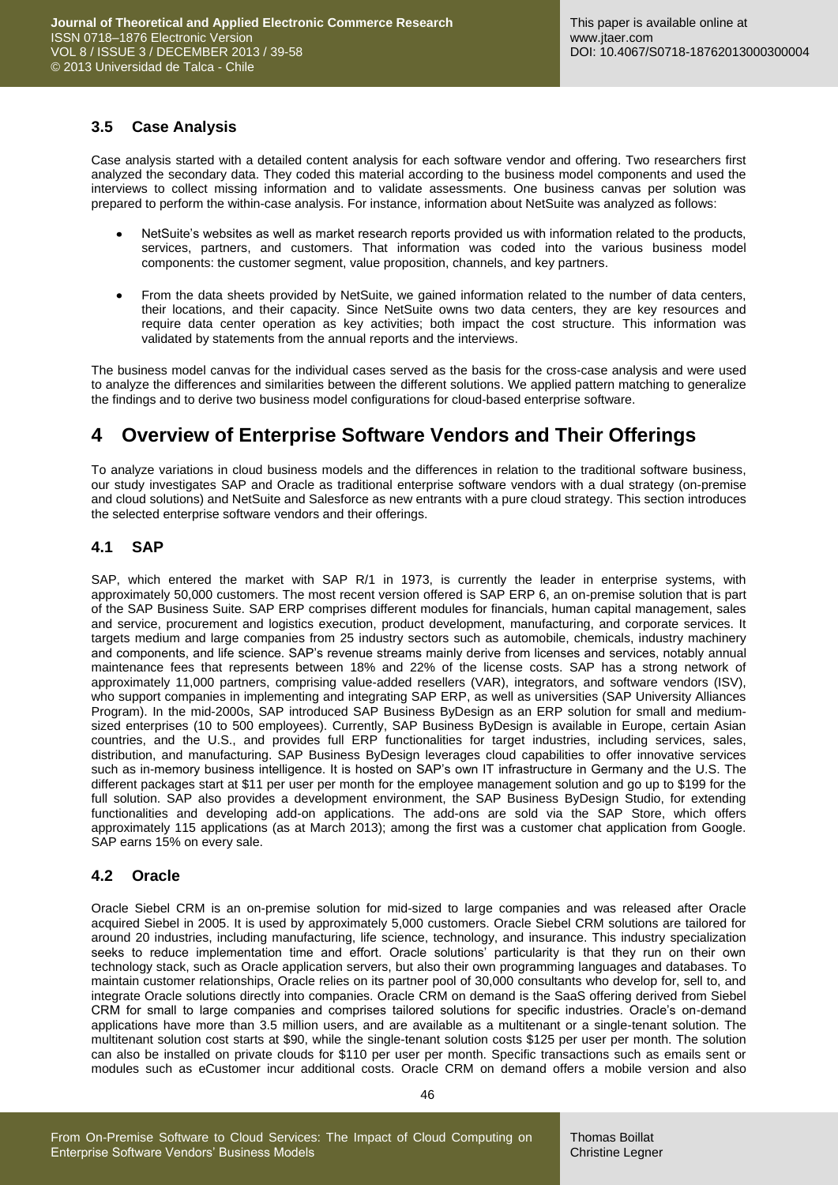### 3.5 Case Analysis

Case analysis started with a detailed content analysis for each software vendor and offering. Two researchers first analyzed the secondary data. They coded this material according to the business model components and used the interviews to collect missing information and to validate assessments. One business canvas per solution was prepared to perform the within-case analysis. For instance, information about NetSuite was analyzed as follows:

- NetSuite's websites as well as market research reports provided us with information related to the products, services, partners, and customers. That information was coded into the various business model components: the customer segment, value proposition, channels, and key partners.
- From the data sheets provided by NetSuite, we gained information related to the number of data centers, their locations, and their capacity. Since NetSuite owns two data centers, they are key resources and require data center operation as key activities; both impact the cost structure. This information was validated by statements from the annual reports and the interviews.

The business model canvas for the individual cases served as the basis for the cross-case analysis and were used to analyze the differences and similarities between the different solutions. We applied pattern matching to generalize the findings and to derive two business model configurations for cloud-based enterprise software.

## 4 Overview of Enterprise Software Vendors and Their Offerings

To analyze variations in cloud business models and the differences in relation to the traditional software business, our study investigates SAP and Oracle as traditional enterprise software vendors with a dual strategy (on-premise and cloud solutions) and NetSuite and Salesforce as new entrants with a pure cloud strategy. This section introduces the selected enterprise software vendors and their offerings.

### 4.1 SAP

SAP, which entered the market with SAP R/1 in 1973, is currently the leader in enterprise systems, with approximately 50,000 customers. The most recent version offered is SAP ERP 6, an on-premise solution that is part of the SAP Business Suite. SAP ERP comprises different modules for financials, human capital management, sales and service, procurement and logistics execution, product development, manufacturing, and corporate services. It targets medium and large companies from 25 industry sectors such as automobile, chemicals, industry machinery and components, and life science. SAP's revenue streams mainly derive from licenses and services, notably annual maintenance fees that represents between 18% and 22% of the license costs. SAP has a strong network of approximately 11,000 partners, comprising value-added resellers (VAR), integrators, and software vendors (ISV), who support companies in implementing and integrating SAP ERP, as well as universities (SAP University Alliances Program). In the mid-2000s, SAP introduced SAP Business ByDesign as an ERP solution for small and medium-sized enterprises (10 to 500 employees). Currently, SAP Business ByDesign is available in Europe, certain Asian countries, and the U.S., and provides full ERP functionalities for target industries, including services, sales, distribution, and manufacturing. SAP Business ByDesign leverages cloud capabilities to offer innovative services such as in-memory business intelligence. It is hosted on SAP's own IT infrastructure in Germany and the U.S. The different packages start at $11 per user per month for the employee management solution and go up to $199 for the full solution. SAP also provides a development environment, the SAP Business ByDesign Studio, for extending functionalities and developing add-on applications. The add-ons are sold via the SAP Store, which offers approximately 115 applications (as at March 2013); among the first was a customer chat application from Google. SAP earns 15% on every sale.

### 4.2 Oracle

Oracle Siebel CRM is an on-premise solution for mid-sized to large companies and was released after Oracle acquired Siebel in 2005. It is used by approximately 5,000 customers. Oracle Siebel CRM solutions are tailored for around 20 industries, including manufacturing, life science, technology, and insurance. This industry specialization seeks to reduce implementation time and effort. Oracle solutions' particularity is that they run on their own technology stack, such as Oracle application servers, but also their own programming languages and databases. To maintain customer relationships, Oracle relies on its partner pool of 30,000 consultants who develop for, sell to, and integrate Oracle solutions directly into companies. Oracle CRM on demand is the SaaS offering derived from Siebel CRM for small to large companies and comprises tailored solutions for specific industries. Oracle's on-demand applications have more than 3.5 million users, and are available as a multitenant or a single-tenant solution. The multitenant solution cost starts at $90, while the single-tenant solution costs $125 per user per month. The solution can also be installed on private clouds for $110 per user per month. Specific transactions such as emails sent or modules such as eCustomer incur additional costs. Oracle CRM on demand offers a mobile version and also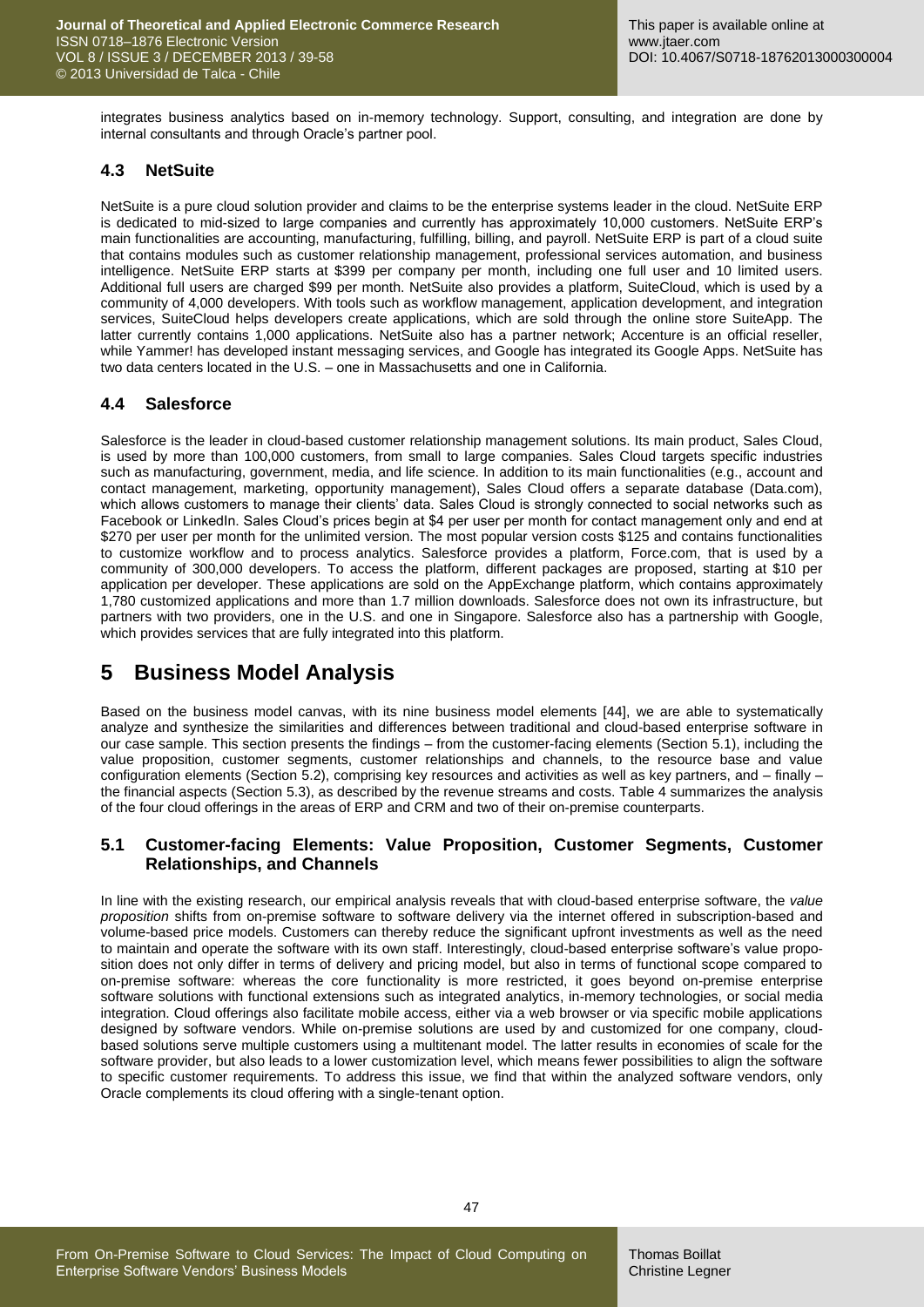integrates business analytics based on in-memory technology. Support, consulting, and integration are done by internal consultants and through Oracle's partner pool.

### 4.3 NetSuite

NetSuite is a pure cloud solution provider and claims to be the enterprise systems leader in the cloud. NetSuite ERP is dedicated to mid-sized to large companies and currently has approximately 10,000 customers. NetSuite ERP's main functionalities are accounting, manufacturing, fulfilling, billing, and payroll. NetSuite ERP is part of a cloud suite that contains modules such as customer relationship management, professional services automation, and business intelligence. NetSuite ERP starts at $399 per company per month, including one full user and 10 limited users. Additional full users are charged $99 per month. NetSuite also provides a platform, SuiteCloud, which is used by a community of 4,000 developers. With tools such as workflow management, application development, and integration services, SuiteCloud helps developers create applications, which are sold through the online store SuiteApp. The latter currently contains 1,000 applications. NetSuite also has a partner network; Accenture is an official reseller, while Yammer! has developed instant messaging services, and Google has integrated its Google Apps. NetSuite has two data centers located in the U.S. – one in Massachusetts and one in California.

### 4.4 Salesforce

Salesforce is the leader in cloud-based customer relationship management solutions. Its main product, Sales Cloud, is used by more than 100,000 customers, from small to large companies. Sales Cloud targets specific industries such as manufacturing, government, media, and life science. In addition to its main functionalities (e.g., account and contact management, marketing, opportunity management), Sales Cloud offers a separate database (Data.com), which allows customers to manage their clients' data. Sales Cloud is strongly connected to social networks such as Facebook or LinkedIn. Sales Cloud's prices begin at $4 per user per month for contact management only and end at $270 per user per month for the unlimited version. The most popular version costs $125 and contains functionalities to customize workflow and to process analytics. Salesforce provides a platform, Force.com, that is used by a community of 300,000 developers. To access the platform, different packages are proposed, starting at $10 per application per developer. These applications are sold on the AppExchange platform, which contains approximately 1,780 customized applications and more than 1.7 million downloads. Salesforce does not own its infrastructure, but partners with two providers, one in the U.S. and one in Singapore. Salesforce also has a partnership with Google, which provides services that are fully integrated into this platform.

## 5 Business Model Analysis

Based on the business model canvas, with its nine business model elements [44], we are able to systematically analyze and synthesize the similarities and differences between traditional and cloud-based enterprise software in our case sample. This section presents the findings – from the customer-facing elements (Section 5.1), including the value proposition, customer segments, customer relationships and channels, to the resource base and value configuration elements (Section 5.2), comprising key resources and activities as well as key partners, and – finally – the financial aspects (Section 5.3), as described by the revenue streams and costs. Table 4 summarizes the analysis of the four cloud offerings in the areas of ERP and CRM and two of their on-premise counterparts.

### 5.1 Customer-facing Elements: Value Proposition, Customer Segments, Customer Relationships, and Channels

In line with the existing research, our empirical analysis reveals that with cloud-based enterprise software, the *value proposition* shifts from on-premise software to software delivery via the internet offered in subscription-based and volume-based price models. Customers can thereby reduce the significant upfront investments as well as the need to maintain and operate the software with its own staff. Interestingly, cloud-based enterprise software's value proposition does not only differ in terms of delivery and pricing model, but also in terms of functional scope compared to on-premise software: whereas the core functionality is more restricted, it goes beyond on-premise enterprise software solutions with functional extensions such as integrated analytics, in-memory technologies, or social media integration. Cloud offerings also facilitate mobile access, either via a web browser or via specific mobile applications designed by software vendors. While on-premise solutions are used by and customized for one company, cloud-based solutions serve multiple customers using a multitenant model. The latter results in economies of scale for the software provider, but also leads to a lower customization level, which means fewer possibilities to align the software to specific customer requirements. To address this issue, we find that within the analyzed software vendors, only Oracle complements its cloud offering with a single-tenant option.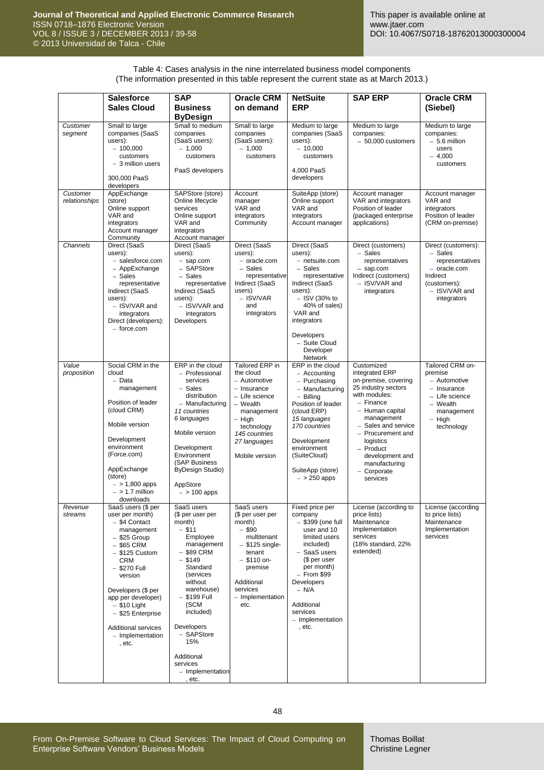Table 4: Cases analysis in the nine interrelated business model components
(The information presented in this table represent the current state as at March 2013.)

| | **Salesforce Sales Cloud** | **SAP Business ByDesign** | **Oracle CRM on demand** | **NetSuite ERP** | **SAP ERP** | **Oracle CRM (Siebel)** |
|---|---|---|---|---|---|---|
| *Customer segment* | Small to large companies (SaaS users):<br>– 100,000 customers<br>– 3 million users<br><br>300,000 PaaS developers | Small to medium companies (SaaS users):<br>– 1,000 customers<br><br>PaaS developers | Small to large companies (SaaS users):<br>– 1,000 customers | Medium to large companies (SaaS users):<br>– 10,000 customers<br><br>4,000 PaaS developers | Medium to large companies:<br>– 50,000 customers | Medium to large companies:<br>– 5.6 million users<br>– 4,000 customers |
| *Customer relationships* | AppExchange (store)<br>Online support<br>VAR and integrators<br>Account manager<br>Community | SAPStore (store)<br>Online lifecycle services<br>Online support<br>VAR and integrators<br>Account manager | Account manager<br>VAR and integrators<br>Community | SuiteApp (store)<br>Online support<br>VAR and integrators<br>Account manager | Account manager<br>VAR and integrators<br>Position of leader (packaged enterprise applications) | Account manager<br>VAR and integrators<br>Position of leader (CRM on-premise) |
| *Channels* | Direct (SaaS users):<br>– salesforce.com<br>– AppExchange<br>– Sales representative<br>Indirect (SaaS users):<br>– ISV/VAR and integrators<br>Direct (developers):<br>– force.com | Direct (SaaS users):<br>– sap.com<br>– SAPStore<br>– Sales representative<br>Indirect (SaaS users):<br>– ISV/VAR and integrators<br>Developers | Direct (SaaS users):<br>– oracle.com<br>– Sales representative<br>Indirect (SaaS users)<br>– ISV/VAR and integrators | Direct (SaaS users):<br>– netsuite.com<br>– Sales representative<br>Indirect (SaaS users):<br>– ISV (30% to 40% of sales)<br>VAR and integrators<br><br>Developers<br>– Suite Cloud Developer Network | Direct (customers)<br>– Sales representatives<br>– sap.com<br>Indirect (customers)<br>– ISV/VAR and integrators | Direct (customers):<br>– Sales representatives<br>– oracle.com<br>Indirect (customers):<br>– ISV/VAR and integrators |
| *Value proposition* | Social CRM in the cloud<br>– Data management<br><br>Position of leader (cloud CRM)<br><br>Mobile version<br><br>Development environment (Force.com)<br><br>AppExchange (store)<br>– > 1,800 apps<br>– > 1.7 million downloads | ERP in the cloud<br>– Professional services<br>– Sales distribution<br>– Manufacturing<br>*11 countries*<br>*6 languages*<br><br>Mobile version<br><br>Development Environment (SAP Business ByDesign Studio)<br><br>AppStore<br>– > 100 apps | Tailored ERP in the cloud<br>– Automotive<br>– Insurance<br>– Life science<br>– Wealth management<br>– High technology<br>*145 countries*<br>*27 languages*<br><br>Mobile version | ERP in the cloud<br>– Accounting<br>– Purchasing<br>– Manufacturing<br>– Billing<br>Position of leader (cloud ERP)<br>*15 languages*<br>*170 countries*<br><br>Development environment (SuiteCloud)<br><br>SuiteApp (store)<br>– > 250 apps | Customized integrated ERP on-premise, covering 25 industry sectors with modules:<br>– Finance<br>– Human capital management<br>– Sales and service<br>– Procurement and logistics<br>– Product development and manufacturing<br>– Corporate services | Tailored CRM on-premise<br>– Automotive<br>– Insurance<br>– Life science<br>– Wealth management<br>– High technology |
| *Revenue streams* | SaaS users ($ per user per month)<br>– $4 Contact management<br>– $25 Group<br>– $65 CRM<br>– $125 Custom CRM<br>– $270 Full version<br><br>Developers ($ per app per developer)<br>– $10 Light<br>– $25 Enterprise<br><br>Additional services<br>– Implementation, etc. | SaaS users ($ per user per month)<br>– $11 Employee management<br>– $89 CRM<br>– $149 Standard (services without warehouse)<br>– $199 Full (SCM included)<br><br>Developers<br>– SAPStore 15%<br><br>Additional services<br>– Implementation, etc. | SaaS users ($ per user per month)<br>– $90 multitenant<br>– $125 single-tenant<br>– $110 on-premise<br><br>Additional services<br>– Implementation etc. | Fixed price per company<br>– $399 (one full user and 10 limited users included)<br>– SaaS users ($ per user per month)<br>– From $99<br>Developers<br>– N/A<br><br>Additional services<br>– Implementation, etc. | License (according to price lists)<br>Maintenance<br>Implementation services<br>(18% standard, 22% extended) | License (according to price lists)<br>Maintenance<br>Implementation services |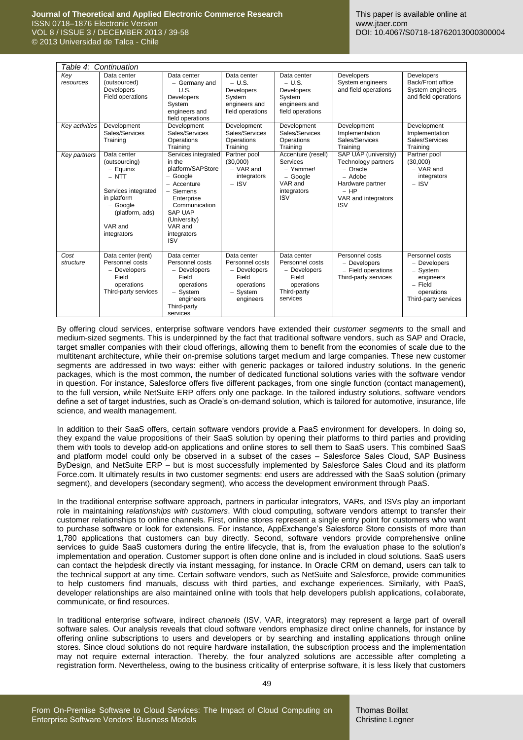Table 4: Continuation

| | | | | | | |
|---|---|---|---|---|---|---|
| *Key resources* | Data center (outsourced)<br>Developers<br>Field operations | Data center<br>– Germany and U.S.<br>Developers<br>System engineers and field operations | Data center<br>– U.S.<br>Developers<br>System engineers and field operations | Data center<br>– U.S.<br>Developers<br>System engineers and field operations | Developers<br>System engineers and field operations | Developers<br>Back/Front office<br>System engineers and field operations |
| *Key activities* | Development<br>Sales/Services<br>Training | Development<br>Sales/Services<br>Operations<br>Training | Development<br>Sales/Services<br>Operations<br>Training | Development<br>Sales/Services<br>Operations<br>Training | Development<br>Implementation<br>Sales/Services<br>Training | Development<br>Implementation<br>Sales/Services<br>Training |
| *Key partners* | Data center (outsourcing)<br>– Equinix<br>– NTT<br>Services integrated in platform<br>– Google (platform, ads)<br>VAR and integrators | Services integrated in the platform/SAPStore<br>– Google<br>– Accenture<br>– Siemens Enterprise Communication<br>SAP UAP (University)<br>VAR and integrators<br>ISV | Partner pool (30,000)<br>– VAR and integrators<br>– ISV | Accenture (resell)<br>Services<br>– Yammer!<br>– Google<br>VAR and integrators<br>ISV | SAP UAP (university)<br>Technology partners<br>– Oracle<br>– Adobe<br>Hardware partner<br>– HP<br>VAR and integrators<br>ISV | Partner pool (30,000)<br>– VAR and integrators<br>– ISV |
| *Cost structure* | Data center (rent)<br>Personnel costs<br>– Developers<br>– Field operations<br>Third-party services | Data center<br>Personnel costs<br>– Developers<br>– Field operations<br>– System engineers<br>Third-party services | Data center<br>Personnel costs<br>– Developers<br>– Field operations<br>– System engineers | Data center<br>Personnel costs<br>– Developers<br>– Field operations<br>Third-party services | Personnel costs<br>– Developers<br>– Field operations<br>Third-party services | Personnel costs<br>– Developers<br>– System engineers<br>– Field operations<br>Third-party services |

By offering cloud services, enterprise software vendors have extended their *customer segments* to the small and medium-sized segments. This is underpinned by the fact that traditional software vendors, such as SAP and Oracle, target smaller companies with their cloud offerings, allowing them to benefit from the economies of scale due to the multitenant architecture, while their on-premise solutions target medium and large companies. These new customer segments are addressed in two ways: either with generic packages or tailored industry solutions. In the generic packages, which is the most common, the number of dedicated functional solutions varies with the software vendor in question. For instance, Salesforce offers five different packages, from one single function (contact management), to the full version, while NetSuite ERP offers only one package. In the tailored industry solutions, software vendors define a set of target industries, such as Oracle's on-demand solution, which is tailored for automotive, insurance, life science, and wealth management.

In addition to their SaaS offers, certain software vendors provide a PaaS environment for developers. In doing so, they expand the value propositions of their SaaS solution by opening their platforms to third parties and providing them with tools to develop add-on applications and online stores to sell them to SaaS users. This combined SaaS and platform model could only be observed in a subset of the cases – Salesforce Sales Cloud, SAP Business ByDesign, and NetSuite ERP – but is most successfully implemented by Salesforce Sales Cloud and its platform Force.com. It ultimately results in two customer segments: end users are addressed with the SaaS solution (primary segment), and developers (secondary segment), who access the development environment through PaaS.

In the traditional enterprise software approach, partners in particular integrators, VARs, and ISVs play an important role in maintaining *relationships with customers*. With cloud computing, software vendors attempt to transfer their customer relationships to online channels. First, online stores represent a single entry point for customers who want to purchase software or look for extensions. For instance, AppExchange's Salesforce Store consists of more than 1,780 applications that customers can buy directly. Second, software vendors provide comprehensive online services to guide SaaS customers during the entire lifecycle, that is, from the evaluation phase to the solution's implementation and operation. Customer support is often done online and is included in cloud solutions. SaaS users can contact the helpdesk directly via instant messaging, for instance. In Oracle CRM on demand, users can talk to the technical support at any time. Certain software vendors, such as NetSuite and Salesforce, provide communities to help customers find manuals, discuss with third parties, and exchange experiences. Similarly, with PaaS, developer relationships are also maintained online with tools that help developers publish applications, collaborate, communicate, or find resources.

In traditional enterprise software, indirect *channels* (ISV, VAR, integrators) may represent a large part of overall software sales. Our analysis reveals that cloud software vendors emphasize direct online channels, for instance by offering online subscriptions to users and developers or by searching and installing applications through online stores. Since cloud solutions do not require hardware installation, the subscription process and the implementation may not require external interaction. Thereby, the four analyzed solutions are accessible after completing a registration form. Nevertheless, owing to the business criticality of enterprise software, it is less likely that customers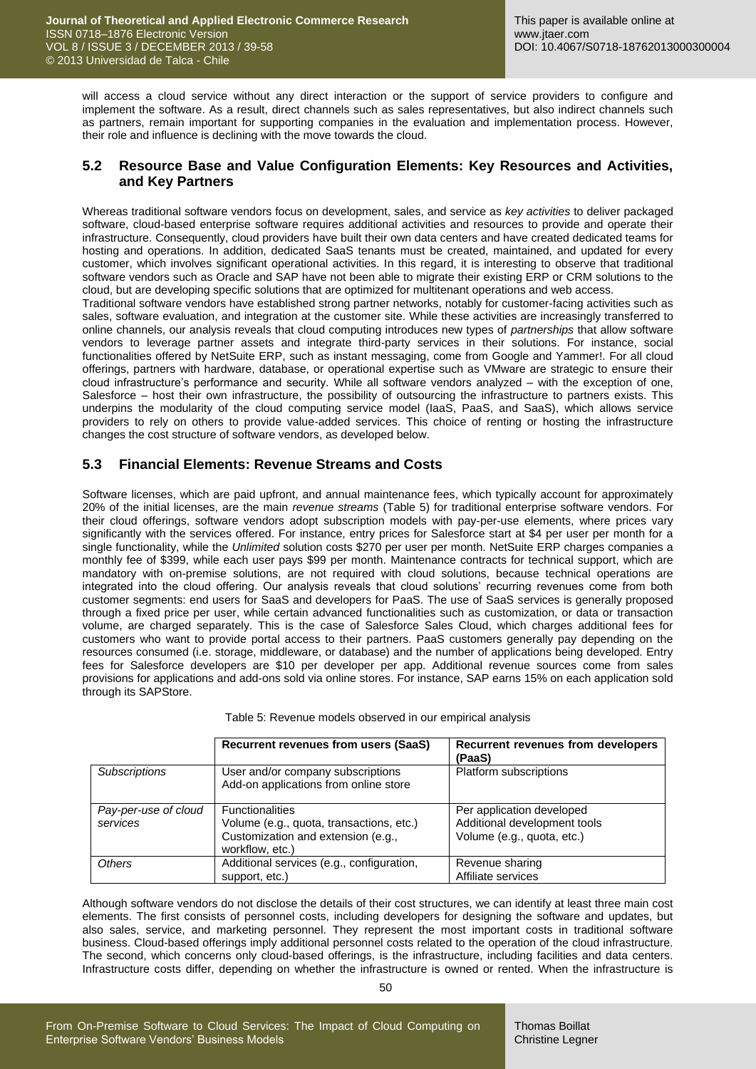will access a cloud service without any direct interaction or the support of service providers to configure and implement the software. As a result, direct channels such as sales representatives, but also indirect channels such as partners, remain important for supporting companies in the evaluation and implementation process. However, their role and influence is declining with the move towards the cloud.

### 5.2 Resource Base and Value Configuration Elements: Key Resources and Activities, and Key Partners

Whereas traditional software vendors focus on development, sales, and service as *key activities* to deliver packaged software, cloud-based enterprise software requires additional activities and resources to provide and operate their infrastructure. Consequently, cloud providers have built their own data centers and have created dedicated teams for hosting and operations. In addition, dedicated SaaS tenants must be created, maintained, and updated for every customer, which involves significant operational activities. In this regard, it is interesting to observe that traditional software vendors such as Oracle and SAP have not been able to migrate their existing ERP or CRM solutions to the cloud, but are developing specific solutions that are optimized for multitenant operations and web access.

Traditional software vendors have established strong partner networks, notably for customer-facing activities such as sales, software evaluation, and integration at the customer site. While these activities are increasingly transferred to online channels, our analysis reveals that cloud computing introduces new types of *partnerships* that allow software vendors to leverage partner assets and integrate third-party services in their solutions. For instance, social functionalities offered by NetSuite ERP, such as instant messaging, come from Google and Yammer!. For all cloud offerings, partners with hardware, database, or operational expertise such as VMware are strategic to ensure their cloud infrastructure's performance and security. While all software vendors analyzed – with the exception of one, Salesforce – host their own infrastructure, the possibility of outsourcing the infrastructure to partners exists. This underpins the modularity of the cloud computing service model (IaaS, PaaS, and SaaS), which allows service providers to rely on others to provide value-added services. This choice of renting or hosting the infrastructure changes the cost structure of software vendors, as developed below.

### 5.3 Financial Elements: Revenue Streams and Costs

Software licenses, which are paid upfront, and annual maintenance fees, which typically account for approximately 20% of the initial licenses, are the main *revenue streams* (Table 5) for traditional enterprise software vendors. For their cloud offerings, software vendors adopt subscription models with pay-per-use elements, where prices vary significantly with the services offered. For instance, entry prices for Salesforce start at $4 per user per month for a single functionality, while the *Unlimited* solution costs $270 per user per month. NetSuite ERP charges companies a monthly fee of $399, while each user pays $99 per month. Maintenance contracts for technical support, which are mandatory with on-premise solutions, are not required with cloud solutions, because technical operations are integrated into the cloud offering. Our analysis reveals that cloud solutions' recurring revenues come from both customer segments: end users for SaaS and developers for PaaS. The use of SaaS services is generally proposed through a fixed price per user, while certain advanced functionalities such as customization, or data or transaction volume, are charged separately. This is the case of Salesforce Sales Cloud, which charges additional fees for customers who want to provide portal access to their partners. PaaS customers generally pay depending on the resources consumed (i.e. storage, middleware, or database) and the number of applications being developed. Entry fees for Salesforce developers are $10 per developer per app. Additional revenue sources come from sales provisions for applications and add-ons sold via online stores. For instance, SAP earns 15% on each application sold through its SAPStore.

Table 5: Revenue models observed in our empirical analysis

| | **Recurrent revenues from users (SaaS)** | **Recurrent revenues from developers (PaaS)** |
|---|---|---|
| *Subscriptions* | User and/or company subscriptions<br>Add-on applications from online store | Platform subscriptions |
| *Pay-per-use of cloud services* | Functionalities<br>Volume (e.g., quota, transactions, etc.)<br>Customization and extension (e.g., workflow, etc.) | Per application developed<br>Additional development tools<br>Volume (e.g., quota, etc.) |
| *Others* | Additional services (e.g., configuration, support, etc.) | Revenue sharing<br>Affiliate services |

Although software vendors do not disclose the details of their cost structures, we can identify at least three main cost elements. The first consists of personnel costs, including developers for designing the software and updates, but also sales, service, and marketing personnel. They represent the most important costs in traditional software business. Cloud-based offerings imply additional personnel costs related to the operation of the cloud infrastructure. The second, which concerns only cloud-based offerings, is the infrastructure, including facilities and data centers. Infrastructure costs differ, depending on whether the infrastructure is owned or rented. When the infrastructure is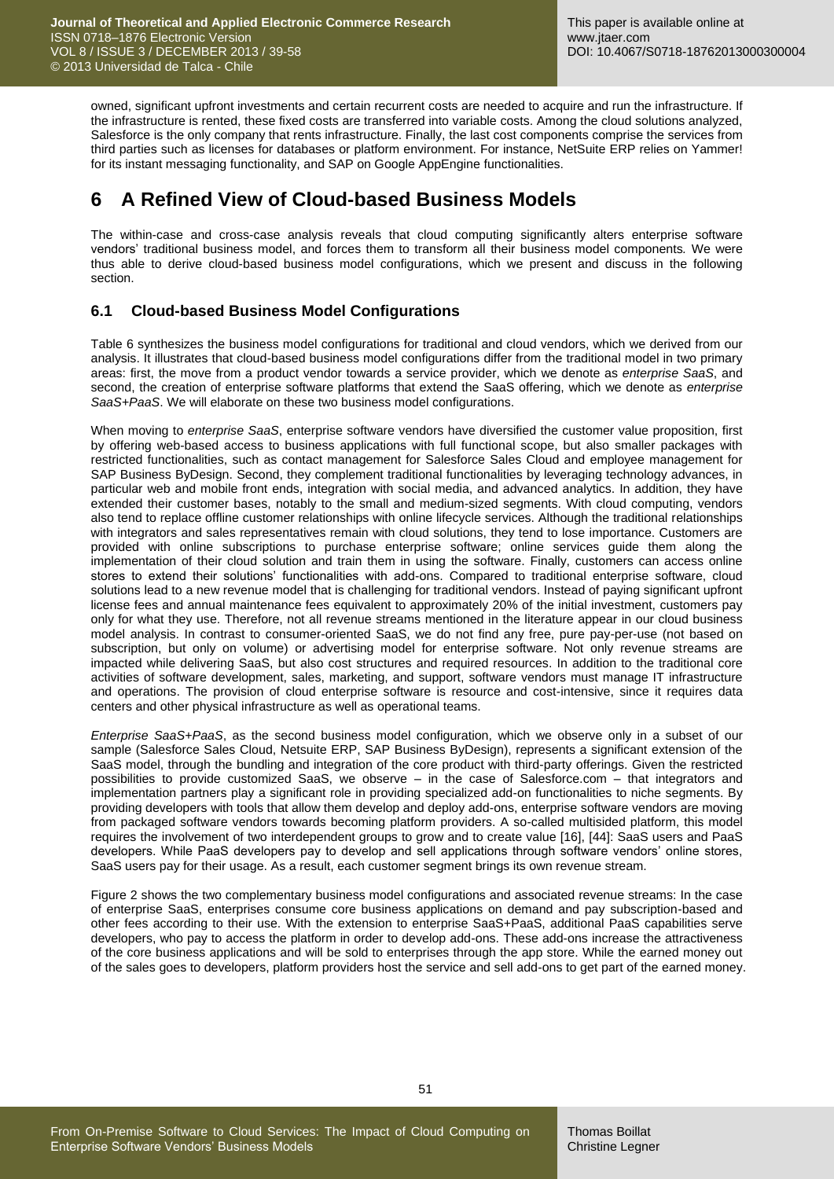owned, significant upfront investments and certain recurrent costs are needed to acquire and run the infrastructure. If the infrastructure is rented, these fixed costs are transferred into variable costs. Among the cloud solutions analyzed, Salesforce is the only company that rents infrastructure. Finally, the last cost components comprise the services from third parties such as licenses for databases or platform environment. For instance, NetSuite ERP relies on Yammer! for its instant messaging functionality, and SAP on Google AppEngine functionalities.

# 6 A Refined View of Cloud-based Business Models

The within-case and cross-case analysis reveals that cloud computing significantly alters enterprise software vendors' traditional business model, and forces them to transform all their business model components. We were thus able to derive cloud-based business model configurations, which we present and discuss in the following section.

## 6.1 Cloud-based Business Model Configurations

Table 6 synthesizes the business model configurations for traditional and cloud vendors, which we derived from our analysis. It illustrates that cloud-based business model configurations differ from the traditional model in two primary areas: first, the move from a product vendor towards a service provider, which we denote as *enterprise SaaS*, and second, the creation of enterprise software platforms that extend the SaaS offering, which we denote as *enterprise SaaS+PaaS*. We will elaborate on these two business model configurations.

When moving to *enterprise SaaS*, enterprise software vendors have diversified the customer value proposition, first by offering web-based access to business applications with full functional scope, but also smaller packages with restricted functionalities, such as contact management for Salesforce Sales Cloud and employee management for SAP Business ByDesign. Second, they complement traditional functionalities by leveraging technology advances, in particular web and mobile front ends, integration with social media, and advanced analytics. In addition, they have extended their customer bases, notably to the small and medium-sized segments. With cloud computing, vendors also tend to replace offline customer relationships with online lifecycle services. Although the traditional relationships with integrators and sales representatives remain with cloud solutions, they tend to lose importance. Customers are provided with online subscriptions to purchase enterprise software; online services guide them along the implementation of their cloud solution and train them in using the software. Finally, customers can access online stores to extend their solutions' functionalities with add-ons. Compared to traditional enterprise software, cloud solutions lead to a new revenue model that is challenging for traditional vendors. Instead of paying significant upfront license fees and annual maintenance fees equivalent to approximately 20% of the initial investment, customers pay only for what they use. Therefore, not all revenue streams mentioned in the literature appear in our cloud business model analysis. In contrast to consumer-oriented SaaS, we do not find any free, pure pay-per-use (not based on subscription, but only on volume) or advertising model for enterprise software. Not only revenue streams are impacted while delivering SaaS, but also cost structures and required resources. In addition to the traditional core activities of software development, sales, marketing, and support, software vendors must manage IT infrastructure and operations. The provision of cloud enterprise software is resource and cost-intensive, since it requires data centers and other physical infrastructure as well as operational teams.

*Enterprise SaaS+PaaS*, as the second business model configuration, which we observe only in a subset of our sample (Salesforce Sales Cloud, Netsuite ERP, SAP Business ByDesign), represents a significant extension of the SaaS model, through the bundling and integration of the core product with third-party offerings. Given the restricted possibilities to provide customized SaaS, we observe – in the case of Salesforce.com – that integrators and implementation partners play a significant role in providing specialized add-on functionalities to niche segments. By providing developers with tools that allow them develop and deploy add-ons, enterprise software vendors are moving from packaged software vendors towards becoming platform providers. A so-called multisided platform, this model requires the involvement of two interdependent groups to grow and to create value [16], [44]: SaaS users and PaaS developers. While PaaS developers pay to develop and sell applications through software vendors' online stores, SaaS users pay for their usage. As a result, each customer segment brings its own revenue stream.

Figure 2 shows the two complementary business model configurations and associated revenue streams: In the case of enterprise SaaS, enterprises consume core business applications on demand and pay subscription-based and other fees according to their use. With the extension to enterprise SaaS+PaaS, additional PaaS capabilities serve developers, who pay to access the platform in order to develop add-ons. These add-ons increase the attractiveness of the core business applications and will be sold to enterprises through the app store. While the earned money out of the sales goes to developers, platform providers host the service and sell add-ons to get part of the earned money.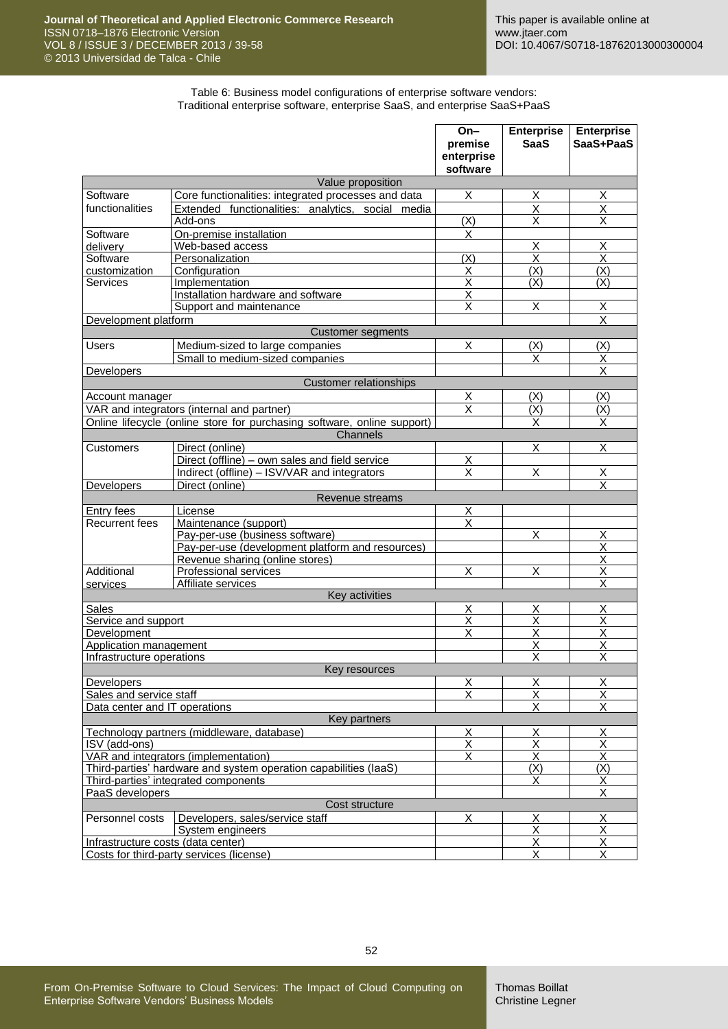Table 6: Business model configurations of enterprise software vendors: Traditional enterprise software, enterprise SaaS, and enterprise SaaS+PaaS

| | | On–premise enterprise software | Enterprise SaaS | Enterprise SaaS+PaaS |
|---|---|---|---|---|
| **Value proposition** | | | | |
| Software functionalities | Core functionalities: integrated processes and data | X | X | X |
| | Extended functionalities: analytics, social media | | X | X |
| | Add-ons | (X) | X | X |
| Software delivery | On-premise installation | X | | |
| | Web-based access | | X | X |
| Software customization | Personalization | (X) | X | X |
| | Configuration | X | (X) | (X) |
| Services | Implementation | X | (X) | (X) |
| | Installation hardware and software | X | | |
| | Support and maintenance | X | X | X |
| Development platform | | | | X |
| **Customer segments** | | | | |
| Users | Medium-sized to large companies | X | (X) | (X) |
| | Small to medium-sized companies | | X | X |
| Developers | | | | X |
| **Customer relationships** | | | | |
| Account manager | | X | (X) | (X) |
| VAR and integrators (internal and partner) | | X | (X) | (X) |
| Online lifecycle (online store for purchasing software, online support) | | | X | X |
| **Channels** | | | | |
| Customers | Direct (online) | | X | X |
| | Direct (offline) – own sales and field service | X | | |
| | Indirect (offline) – ISV/VAR and integrators | X | X | X |
| Developers | Direct (online) | | | X |
| **Revenue streams** | | | | |
| Entry fees | License | X | | |
| Recurrent fees | Maintenance (support) | X | | |
| | Pay-per-use (business software) | | X | X |
| | Pay-per-use (development platform and resources) | | | X |
| | Revenue sharing (online stores) | | | X |
| Additional services | Professional services | X | X | X |
| | Affiliate services | | | X |
| **Key activities** | | | | |
| Sales | | X | X | X |
| Service and support | | X | X | X |
| Development | | X | X | X |
| Application management | | | X | X |
| Infrastructure operations | | | X | X |
| **Key resources** | | | | |
| Developers | | X | X | X |
| Sales and service staff | | X | X | X |
| Data center and IT operations | | | X | X |
| **Key partners** | | | | |
| Technology partners (middleware, database) | | X | X | X |
| ISV (add-ons) | | X | X | X |
| VAR and integrators (implementation) | | X | X | X |
| Third-parties' hardware and system operation capabilities (IaaS) | | | (X) | (X) |
| Third-parties' integrated components | | | X | X |
| PaaS developers | | | | X |
| **Cost structure** | | | | |
| Personnel costs | Developers, sales/service staff | X | X | X |
| | System engineers | | X | X |
| Infrastructure costs (data center) | | | X | X |
| Costs for third-party services (license) | | | X | X |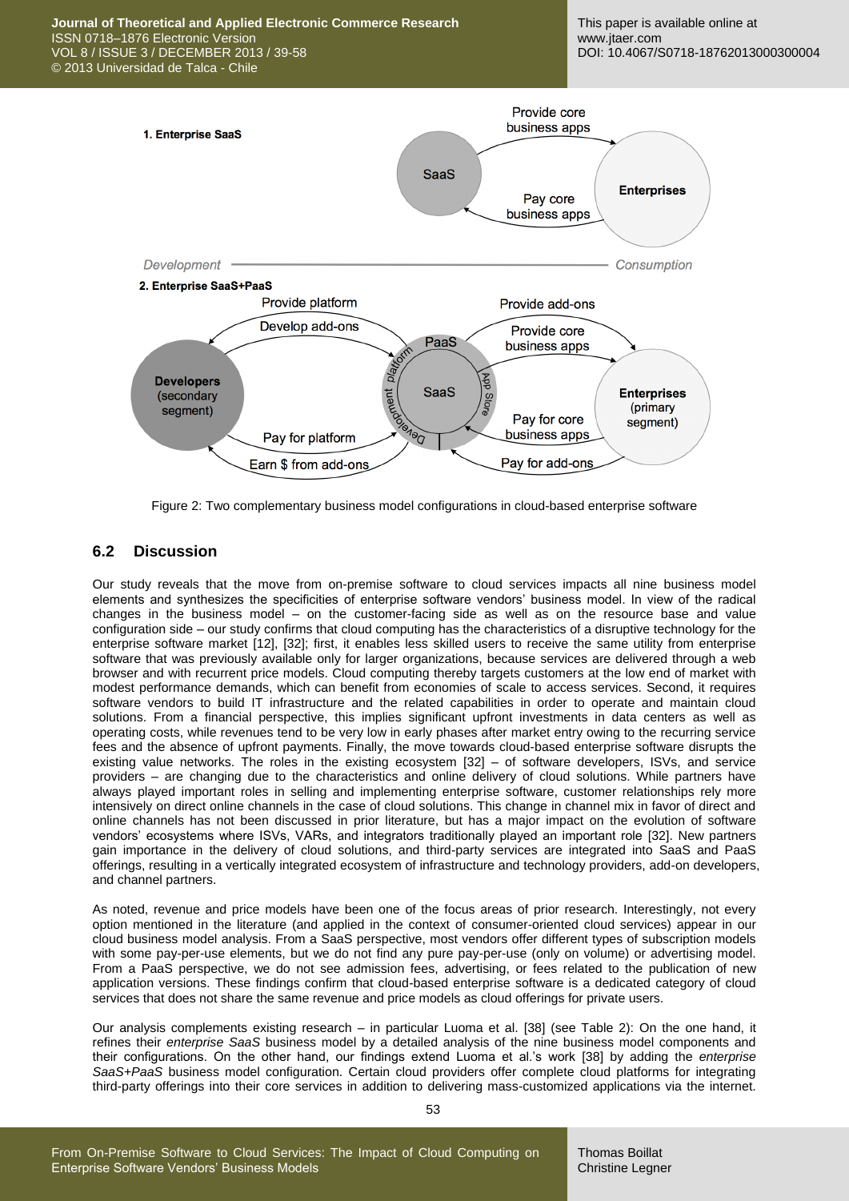1. Enterprise SaaS

Provide core business apps

SaaS

Enterprises

Pay core business apps

Development

Consumption

2. Enterprise SaaS+PaaS

Provide platform

Develop add-ons

Provide add-ons

Provide core business apps

PaaS

Development platform

SaaS

App Store

Developers (secondary segment)

Enterprises (primary segment)

Pay for platform

Earn $ from add-ons

Pay for core business apps

Pay for add-ons

Figure 2: Two complementary business model configurations in cloud-based enterprise software

## 6.2 Discussion

Our study reveals that the move from on-premise software to cloud services impacts all nine business model elements and synthesizes the specificities of enterprise software vendors' business model. In view of the radical changes in the business model – on the customer-facing side as well as on the resource base and value configuration side – our study confirms that cloud computing has the characteristics of a disruptive technology for the enterprise software market [12], [32]; first, it enables less skilled users to receive the same utility from enterprise software that was previously available only for larger organizations, because services are delivered through a web browser and with recurrent price models. Cloud computing thereby targets customers at the low end of market with modest performance demands, which can benefit from economies of scale to access services. Second, it requires software vendors to build IT infrastructure and the related capabilities in order to operate and maintain cloud solutions. From a financial perspective, this implies significant upfront investments in data centers as well as operating costs, while revenues tend to be very low in early phases after market entry owing to the recurring service fees and the absence of upfront payments. Finally, the move towards cloud-based enterprise software disrupts the existing value networks. The roles in the existing ecosystem [32] – of software developers, ISVs, and service providers – are changing due to the characteristics and online delivery of cloud solutions. While partners have always played important roles in selling and implementing enterprise software, customer relationships rely more intensively on direct online channels in the case of cloud solutions. This change in channel mix in favor of direct and online channels has not been discussed in prior literature, but has a major impact on the evolution of software vendors' ecosystems where ISVs, VARs, and integrators traditionally played an important role [32]. New partners gain importance in the delivery of cloud solutions, and third-party services are integrated into SaaS and PaaS offerings, resulting in a vertically integrated ecosystem of infrastructure and technology providers, add-on developers, and channel partners.

As noted, revenue and price models have been one of the focus areas of prior research. Interestingly, not every option mentioned in the literature (and applied in the context of consumer-oriented cloud services) appear in our cloud business model analysis. From a SaaS perspective, most vendors offer different types of subscription models with some pay-per-use elements, but we do not find any pure pay-per-use (only on volume) or advertising model. From a PaaS perspective, we do not see admission fees, advertising, or fees related to the publication of new application versions. These findings confirm that cloud-based enterprise software is a dedicated category of cloud services that does not share the same revenue and price models as cloud offerings for private users.

Our analysis complements existing research – in particular Luoma et al. [38] (see Table 2): On the one hand, it refines their *enterprise SaaS* business model by a detailed analysis of the nine business model components and their configurations. On the other hand, our findings extend Luoma et al.'s work [38] by adding the *enterprise SaaS+PaaS* business model configuration. Certain cloud providers offer complete cloud platforms for integrating third-party offerings into their core services in addition to delivering mass-customized applications via the internet.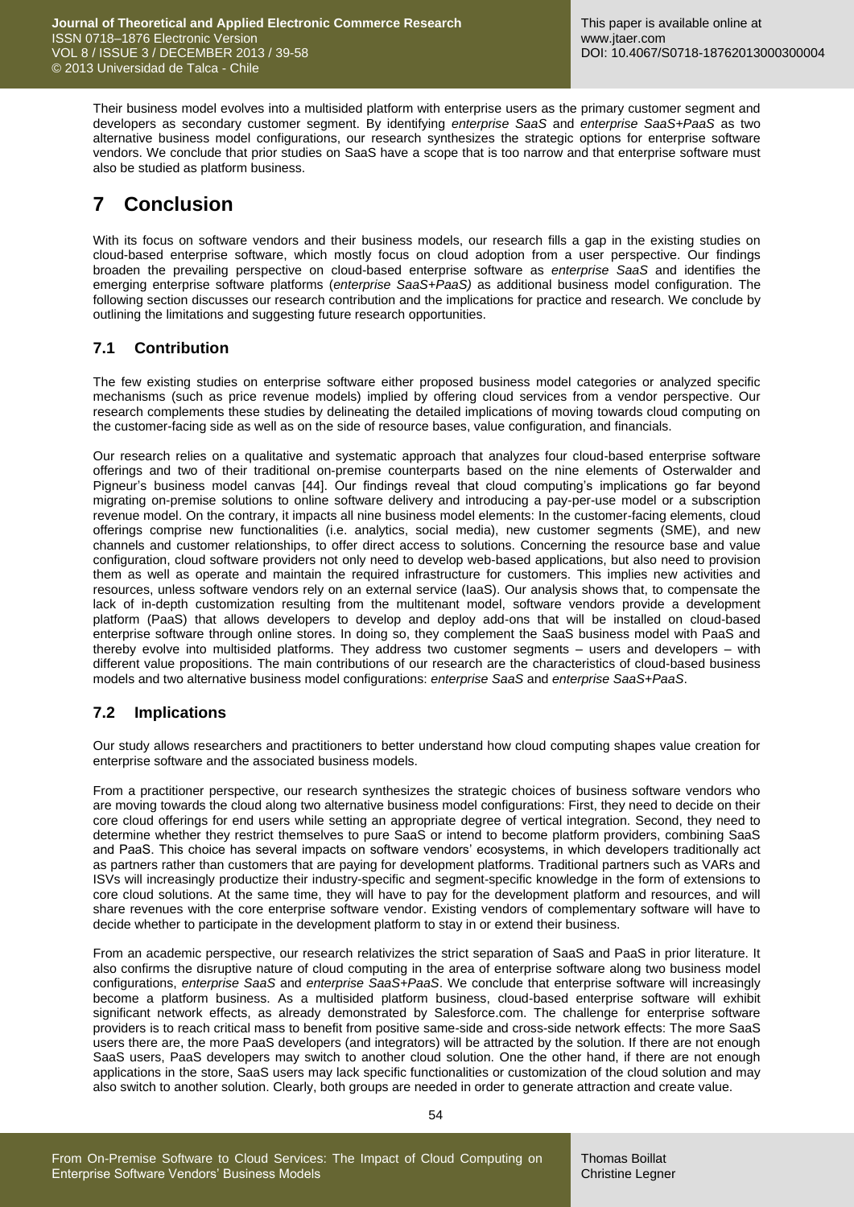Their business model evolves into a multisided platform with enterprise users as the primary customer segment and developers as secondary customer segment. By identifying *enterprise SaaS* and *enterprise SaaS+PaaS* as two alternative business model configurations, our research synthesizes the strategic options for enterprise software vendors. We conclude that prior studies on SaaS have a scope that is too narrow and that enterprise software must also be studied as platform business.

# 7 Conclusion

With its focus on software vendors and their business models, our research fills a gap in the existing studies on cloud-based enterprise software, which mostly focus on cloud adoption from a user perspective. Our findings broaden the prevailing perspective on cloud-based enterprise software as *enterprise SaaS* and identifies the emerging enterprise software platforms (*enterprise SaaS+PaaS)* as additional business model configuration. The following section discusses our research contribution and the implications for practice and research. We conclude by outlining the limitations and suggesting future research opportunities.

## 7.1 Contribution

The few existing studies on enterprise software either proposed business model categories or analyzed specific mechanisms (such as price revenue models) implied by offering cloud services from a vendor perspective. Our research complements these studies by delineating the detailed implications of moving towards cloud computing on the customer-facing side as well as on the side of resource bases, value configuration, and financials.

Our research relies on a qualitative and systematic approach that analyzes four cloud-based enterprise software offerings and two of their traditional on-premise counterparts based on the nine elements of Osterwalder and Pigneur's business model canvas [44]. Our findings reveal that cloud computing's implications go far beyond migrating on-premise solutions to online software delivery and introducing a pay-per-use model or a subscription revenue model. On the contrary, it impacts all nine business model elements: In the customer-facing elements, cloud offerings comprise new functionalities (i.e. analytics, social media), new customer segments (SME), and new channels and customer relationships, to offer direct access to solutions. Concerning the resource base and value configuration, cloud software providers not only need to develop web-based applications, but also need to provision them as well as operate and maintain the required infrastructure for customers. This implies new activities and resources, unless software vendors rely on an external service (IaaS). Our analysis shows that, to compensate the lack of in-depth customization resulting from the multitenant model, software vendors provide a development platform (PaaS) that allows developers to develop and deploy add-ons that will be installed on cloud-based enterprise software through online stores. In doing so, they complement the SaaS business model with PaaS and thereby evolve into multisided platforms. They address two customer segments – users and developers – with different value propositions. The main contributions of our research are the characteristics of cloud-based business models and two alternative business model configurations: *enterprise SaaS* and *enterprise SaaS+PaaS*.

## 7.2 Implications

Our study allows researchers and practitioners to better understand how cloud computing shapes value creation for enterprise software and the associated business models.

From a practitioner perspective, our research synthesizes the strategic choices of business software vendors who are moving towards the cloud along two alternative business model configurations: First, they need to decide on their core cloud offerings for end users while setting an appropriate degree of vertical integration. Second, they need to determine whether they restrict themselves to pure SaaS or intend to become platform providers, combining SaaS and PaaS. This choice has several impacts on software vendors' ecosystems, in which developers traditionally act as partners rather than customers that are paying for development platforms. Traditional partners such as VARs and ISVs will increasingly productize their industry-specific and segment-specific knowledge in the form of extensions to core cloud solutions. At the same time, they will have to pay for the development platform and resources, and will share revenues with the core enterprise software vendor. Existing vendors of complementary software will have to decide whether to participate in the development platform to stay in or extend their business.

From an academic perspective, our research relativizes the strict separation of SaaS and PaaS in prior literature. It also confirms the disruptive nature of cloud computing in the area of enterprise software along two business model configurations, *enterprise SaaS* and *enterprise SaaS+PaaS*. We conclude that enterprise software will increasingly become a platform business. As a multisided platform business, cloud-based enterprise software will exhibit significant network effects, as already demonstrated by Salesforce.com. The challenge for enterprise software providers is to reach critical mass to benefit from positive same-side and cross-side network effects: The more SaaS users there are, the more PaaS developers (and integrators) will be attracted by the solution. If there are not enough SaaS users, PaaS developers may switch to another cloud solution. One the other hand, if there are not enough applications in the store, SaaS users may lack specific functionalities or customization of the cloud solution and may also switch to another solution. Clearly, both groups are needed in order to generate attraction and create value.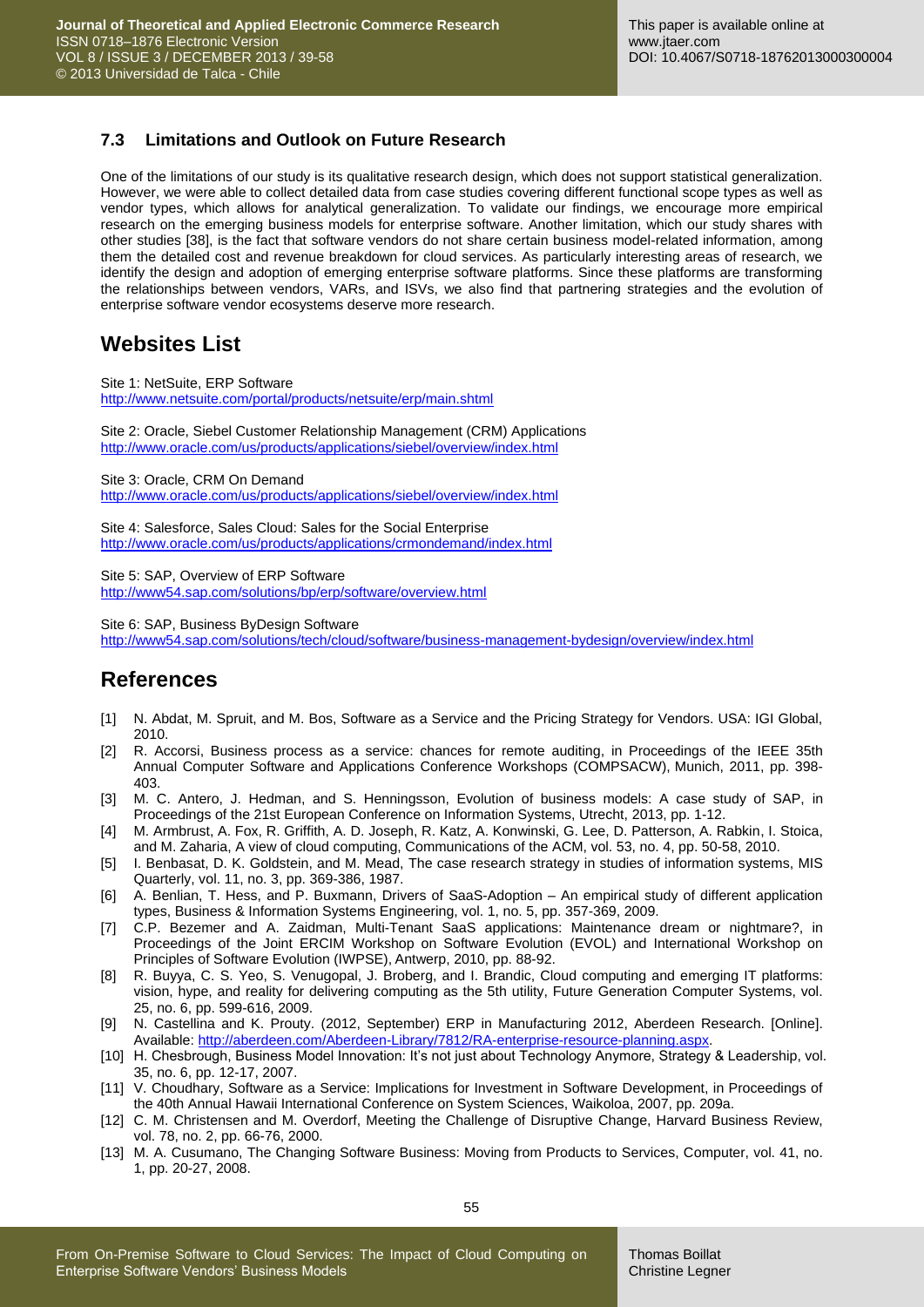### 7.3 Limitations and Outlook on Future Research

One of the limitations of our study is its qualitative research design, which does not support statistical generalization. However, we were able to collect detailed data from case studies covering different functional scope types as well as vendor types, which allows for analytical generalization. To validate our findings, we encourage more empirical research on the emerging business models for enterprise software. Another limitation, which our study shares with other studies [38], is the fact that software vendors do not share certain business model-related information, among them the detailed cost and revenue breakdown for cloud services. As particularly interesting areas of research, we identify the design and adoption of emerging enterprise software platforms. Since these platforms are transforming the relationships between vendors, VARs, and ISVs, we also find that partnering strategies and the evolution of enterprise software vendor ecosystems deserve more research.

## Websites List

Site 1: NetSuite, ERP Software
http://www.netsuite.com/portal/products/netsuite/erp/main.shtml

Site 2: Oracle, Siebel Customer Relationship Management (CRM) Applications
http://www.oracle.com/us/products/applications/siebel/overview/index.html

Site 3: Oracle, CRM On Demand
http://www.oracle.com/us/products/applications/siebel/overview/index.html

Site 4: Salesforce, Sales Cloud: Sales for the Social Enterprise
http://www.oracle.com/us/products/applications/crmondemand/index.html

Site 5: SAP, Overview of ERP Software
http://www54.sap.com/solutions/bp/erp/software/overview.html

Site 6: SAP, Business ByDesign Software
http://www54.sap.com/solutions/tech/cloud/software/business-management-bydesign/overview/index.html

## References

[1] N. Abdat, M. Spruit, and M. Bos, Software as a Service and the Pricing Strategy for Vendors. USA: IGI Global, 2010.

[2] R. Accorsi, Business process as a service: chances for remote auditing, in Proceedings of the IEEE 35th Annual Computer Software and Applications Conference Workshops (COMPSACW), Munich, 2011, pp. 398-403.

[3] M. C. Antero, J. Hedman, and S. Henningsson, Evolution of business models: A case study of SAP, in Proceedings of the 21st European Conference on Information Systems, Utrecht, 2013, pp. 1-12.

[4] M. Armbrust, A. Fox, R. Griffith, A. D. Joseph, R. Katz, A. Konwinski, G. Lee, D. Patterson, A. Rabkin, I. Stoica, and M. Zaharia, A view of cloud computing, Communications of the ACM, vol. 53, no. 4, pp. 50-58, 2010.

[5] I. Benbasat, D. K. Goldstein, and M. Mead, The case research strategy in studies of information systems, MIS Quarterly, vol. 11, no. 3, pp. 369-386, 1987.

[6] A. Benlian, T. Hess, and P. Buxmann, Drivers of SaaS-Adoption – An empirical study of different application types, Business & Information Systems Engineering, vol. 1, no. 5, pp. 357-369, 2009.

[7] C.P. Bezemer and A. Zaidman, Multi-Tenant SaaS applications: Maintenance dream or nightmare?, in Proceedings of the Joint ERCIM Workshop on Software Evolution (EVOL) and International Workshop on Principles of Software Evolution (IWPSE), Antwerp, 2010, pp. 88-92.

[8] R. Buyya, C. S. Yeo, S. Venugopal, J. Broberg, and I. Brandic, Cloud computing and emerging IT platforms: vision, hype, and reality for delivering computing as the 5th utility, Future Generation Computer Systems, vol. 25, no. 6, pp. 599-616, 2009.

[9] N. Castellina and K. Prouty. (2012, September) ERP in Manufacturing 2012, Aberdeen Research. [Online]. Available: http://aberdeen.com/Aberdeen-Library/7812/RA-enterprise-resource-planning.aspx.

[10] H. Chesbrough, Business Model Innovation: It's not just about Technology Anymore, Strategy & Leadership, vol. 35, no. 6, pp. 12-17, 2007.

[11] V. Choudhary, Software as a Service: Implications for Investment in Software Development, in Proceedings of the 40th Annual Hawaii International Conference on System Sciences, Waikoloa, 2007, pp. 209a.

[12] C. M. Christensen and M. Overdorf, Meeting the Challenge of Disruptive Change, Harvard Business Review, vol. 78, no. 2, pp. 66-76, 2000.

[13] M. A. Cusumano, The Changing Software Business: Moving from Products to Services, Computer, vol. 41, no. 1, pp. 20-27, 2008.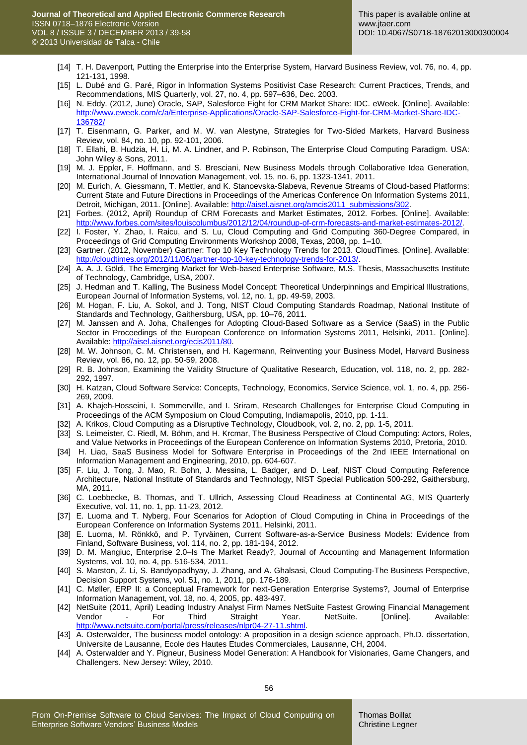[14] T. H. Davenport, Putting the Enterprise into the Enterprise System, Harvard Business Review, vol. 76, no. 4, pp. 121-131, 1998.

[15] L. Dubé and G. Paré, Rigor in Information Systems Positivist Case Research: Current Practices, Trends, and Recommendations, MIS Quarterly, vol. 27, no. 4, pp. 597–636, Dec. 2003.

[16] N. Eddy. (2012, June) Oracle, SAP, Salesforce Fight for CRM Market Share: IDC. eWeek. [Online]. Available: http://www.eweek.com/c/a/Enterprise-Applications/Oracle-SAP-Salesforce-Fight-for-CRM-Market-Share-IDC-136782/

[17] T. Eisenmann, G. Parker, and M. W. van Alestyne, Strategies for Two-Sided Markets, Harvard Business Review, vol. 84, no. 10, pp. 92-101, 2006.

[18] T. Ellahi, B. Hudzia, H. Li, M. A. Lindner, and P. Robinson, The Enterprise Cloud Computing Paradigm. USA: John Wiley & Sons, 2011.

[19] M. J. Eppler, F. Hoffmann, and S. Bresciani, New Business Models through Collaborative Idea Generation, International Journal of Innovation Management, vol. 15, no. 6, pp. 1323-1341, 2011.

[20] M. Eurich, A. Giessmann, T. Mettler, and K. Stanoevska-Slabeva, Revenue Streams of Cloud-based Platforms: Current State and Future Directions in Proceedings of the Americas Conference On Information Systems 2011, Detroit, Michigan, 2011. [Online]. Available: http://aisel.aisnet.org/amcis2011_submissions/302.

[21] Forbes. (2012, April) Roundup of CRM Forecasts and Market Estimates, 2012. Forbes. [Online]. Available: http://www.forbes.com/sites/louiscolumbus/2012/12/04/roundup-of-crm-forecasts-and-market-estimates-2012/.

[22] I. Foster, Y. Zhao, I. Raicu, and S. Lu, Cloud Computing and Grid Computing 360-Degree Compared, in Proceedings of Grid Computing Environments Workshop 2008, Texas, 2008, pp. 1–10.

[23] Gartner. (2012, November) Gartner: Top 10 Key Technology Trends for 2013. CloudTimes. [Online]. Available: http://cloudtimes.org/2012/11/06/gartner-top-10-key-technology-trends-for-2013/.

[24] A. A. J. Göldi, The Emerging Market for Web-based Enterprise Software, M.S. Thesis, Massachusetts Institute of Technology, Cambridge, USA, 2007.

[25] J. Hedman and T. Kalling, The Business Model Concept: Theoretical Underpinnings and Empirical Illustrations, European Journal of Information Systems, vol. 12, no. 1, pp. 49-59, 2003.

[26] M. Hogan, F. Liu, A. Sokol, and J. Tong, NIST Cloud Computing Standards Roadmap, National Institute of Standards and Technology, Gaithersburg, USA, pp. 10–76, 2011.

[27] M. Janssen and A. Joha, Challenges for Adopting Cloud-Based Software as a Service (SaaS) in the Public Sector in Proceedings of the European Conference on Information Systems 2011, Helsinki, 2011. [Online]. Available: http://aisel.aisnet.org/ecis2011/80.

[28] M. W. Johnson, C. M. Christensen, and H. Kagermann, Reinventing your Business Model, Harvard Business Review, vol. 86, no. 12, pp. 50-59, 2008.

[29] R. B. Johnson, Examining the Validity Structure of Qualitative Research, Education, vol. 118, no. 2, pp. 282-292, 1997.

[30] H. Katzan, Cloud Software Service: Concepts, Technology, Economics, Service Science, vol. 1, no. 4, pp. 256-269, 2009.

[31] A. Khajeh-Hosseini, I. Sommerville, and I. Sriram, Research Challenges for Enterprise Cloud Computing in Proceedings of the ACM Symposium on Cloud Computing, Indiamapolis, 2010, pp. 1-11.

[32] A. Krikos, Cloud Computing as a Disruptive Technology, Cloudbook, vol. 2, no. 2, pp. 1-5, 2011.

[33] S. Leimeister, C. Riedl, M. Böhm, and H. Krcmar, The Business Perspective of Cloud Computing: Actors, Roles, and Value Networks in Proceedings of the European Conference on Information Systems 2010, Pretoria, 2010.

[34] H. Liao, SaaS Business Model for Software Enterprise in Proceedings of the 2nd IEEE International on Information Management and Engineering, 2010, pp. 604-607.

[35] F. Liu, J. Tong, J. Mao, R. Bohn, J. Messina, L. Badger, and D. Leaf, NIST Cloud Computing Reference Architecture, National Institute of Standards and Technology, NIST Special Publication 500-292, Gaithersburg, MA, 2011.

[36] C. Loebbecke, B. Thomas, and T. Ullrich, Assessing Cloud Readiness at Continental AG, MIS Quarterly Executive, vol. 11, no. 1, pp. 11-23, 2012.

[37] E. Luoma and T. Nyberg, Four Scenarios for Adoption of Cloud Computing in China in Proceedings of the European Conference on Information Systems 2011, Helsinki, 2011.

[38] E. Luoma, M. Rönkkö, and P. Tyrväinen, Current Software-as-a-Service Business Models: Evidence from Finland, Software Business, vol. 114, no. 2, pp. 181-194, 2012.

[39] D. M. Mangiuc, Enterprise 2.0–Is The Market Ready?, Journal of Accounting and Management Information Systems, vol. 10, no. 4, pp. 516-534, 2011.

[40] S. Marston, Z. Li, S. Bandyopadhyay, J. Zhang, and A. Ghalsasi, Cloud Computing-The Business Perspective, Decision Support Systems, vol. 51, no. 1, 2011, pp. 176-189.

[41] C. Møller, ERP II: a Conceptual Framework for next-Generation Enterprise Systems?, Journal of Enterprise Information Management, vol. 18, no. 4, 2005, pp. 483-497.

[42] NetSuite (2011, April) Leading Industry Analyst Firm Names NetSuite Fastest Growing Financial Management Vendor - For Third Straight Year. NetSuite. [Online]. Available: http://www.netsuite.com/portal/press/releases/nlpr04-27-11.shtml.

[43] A. Osterwalder, The business model ontology: A proposition in a design science approach, Ph.D. dissertation, Universite de Lausanne, Ecole des Hautes Etudes Commerciales, Lausanne, CH, 2004.

[44] A. Osterwalder and Y. Pigneur, Business Model Generation: A Handbook for Visionaries, Game Changers, and Challengers. New Jersey: Wiley, 2010.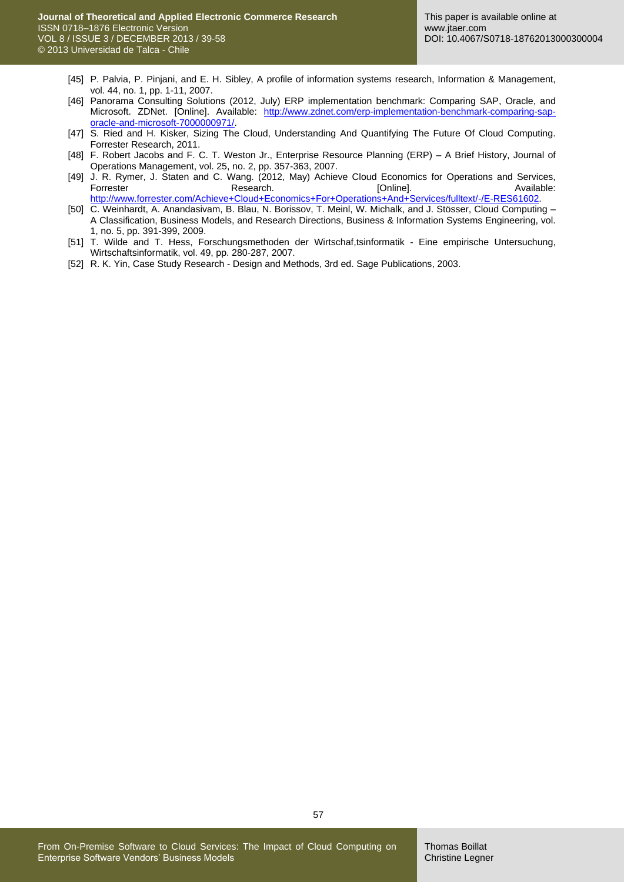[45] P. Palvia, P. Pinjani, and E. H. Sibley, A profile of information systems research, Information & Management, vol. 44, no. 1, pp. 1-11, 2007.

[46] Panorama Consulting Solutions (2012, July) ERP implementation benchmark: Comparing SAP, Oracle, and Microsoft. ZDNet. [Online]. Available: http://www.zdnet.com/erp-implementation-benchmark-comparing-sap-oracle-and-microsoft-7000000971/.

[47] S. Ried and H. Kisker, Sizing The Cloud, Understanding And Quantifying The Future Of Cloud Computing. Forrester Research, 2011.

[48] F. Robert Jacobs and F. C. T. Weston Jr., Enterprise Resource Planning (ERP) – A Brief History, Journal of Operations Management, vol. 25, no. 2, pp. 357-363, 2007.

[49] J. R. Rymer, J. Staten and C. Wang. (2012, May) Achieve Cloud Economics for Operations and Services, Forrester Research. [Online]. Available: http://www.forrester.com/Achieve+Cloud+Economics+For+Operations+And+Services/fulltext/-/E-RES61602.

[50] C. Weinhardt, A. Anandasivam, B. Blau, N. Borissov, T. Meinl, W. Michalk, and J. Stösser, Cloud Computing – A Classification, Business Models, and Research Directions, Business & Information Systems Engineering, vol. 1, no. 5, pp. 391-399, 2009.

[51] T. Wilde and T. Hess, Forschungsmethoden der Wirtschaf,tsinformatik - Eine empirische Untersuchung, Wirtschaftsinformatik, vol. 49, pp. 280-287, 2007.

[52] R. K. Yin, Case Study Research - Design and Methods, 3rd ed. Sage Publications, 2003.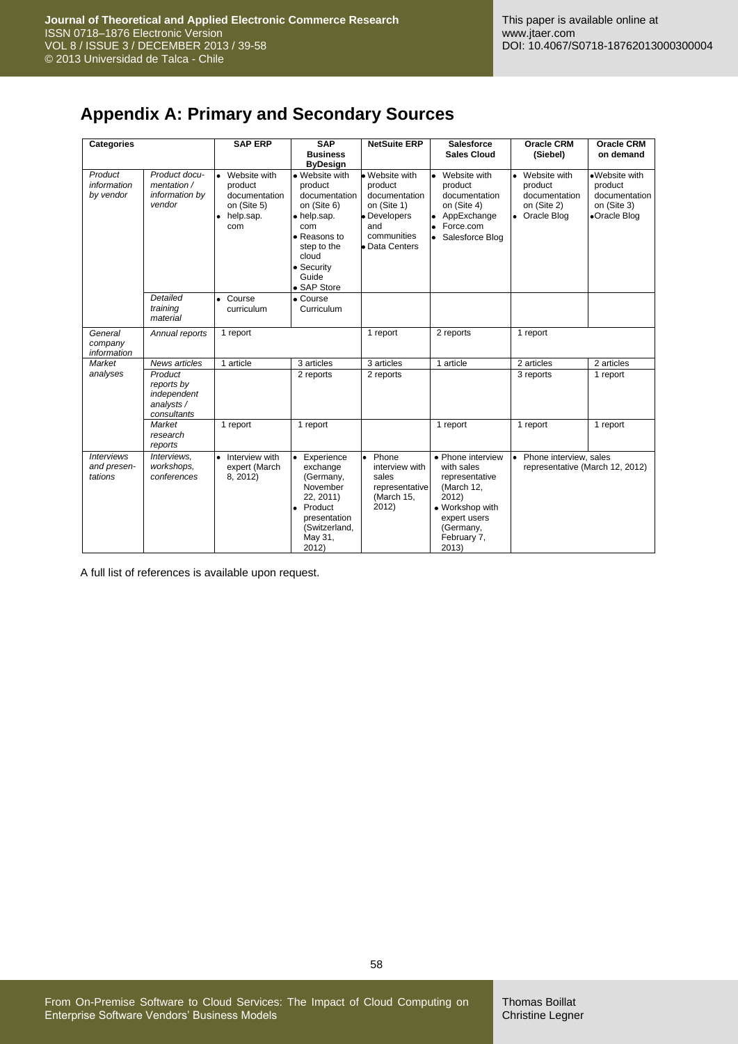## Appendix A: Primary and Secondary Sources

| Categories | | SAP ERP | SAP Business ByDesign | NetSuite ERP | Salesforce Sales Cloud | Oracle CRM (Siebel) | Oracle CRM on demand |
|---|---|---|---|---|---|---|---|
| *Product information by vendor* | *Product documentation / information by vendor* | • Website with product documentation on (Site 5)<br>• help.sap.com | • Website with product documentation on (Site 6)<br>• help.sap.com<br>• Reasons to step to the cloud<br>• Security Guide<br>• SAP Store | • Website with product documentation on (Site 1)<br>• Developers and communities<br>• Data Centers | • Website with product documentation on (Site 4)<br>• AppExchange<br>• Force.com<br>• Salesforce Blog | • Website with product documentation on (Site 2)<br>• Oracle Blog | • Website with product documentation on (Site 3)<br>• Oracle Blog |
| | *Detailed training material* | • Course curriculum | • Course Curriculum | | | | |
| *General company information* | *Annual reports* | 1 report | | 1 report | 2 reports | 1 report | |
| *Market analyses* | *News articles* | 1 article | 3 articles | 3 articles | 1 article | 2 articles | 2 articles |
| | *Product reports by independent analysts / consultants* | | 2 reports | 2 reports | | 3 reports | 1 report |
| | *Market research reports* | 1 report | 1 report | | 1 report | 1 report | 1 report |
| *Interviews and presentations* | *Interviews, workshops, conferences* | • Interview with expert (March 8, 2012) | • Experience exchange (Germany, November 22, 2011)<br>• Product presentation (Switzerland, May 31, 2012) | • Phone interview with sales representative (March 15, 2012) | • Phone interview with sales representative (March 12, 2012)<br>• Workshop with expert users (Germany, February 7, 2013) | • Phone interview, sales representative (March 12, 2012) | |

A full list of references is available upon request.